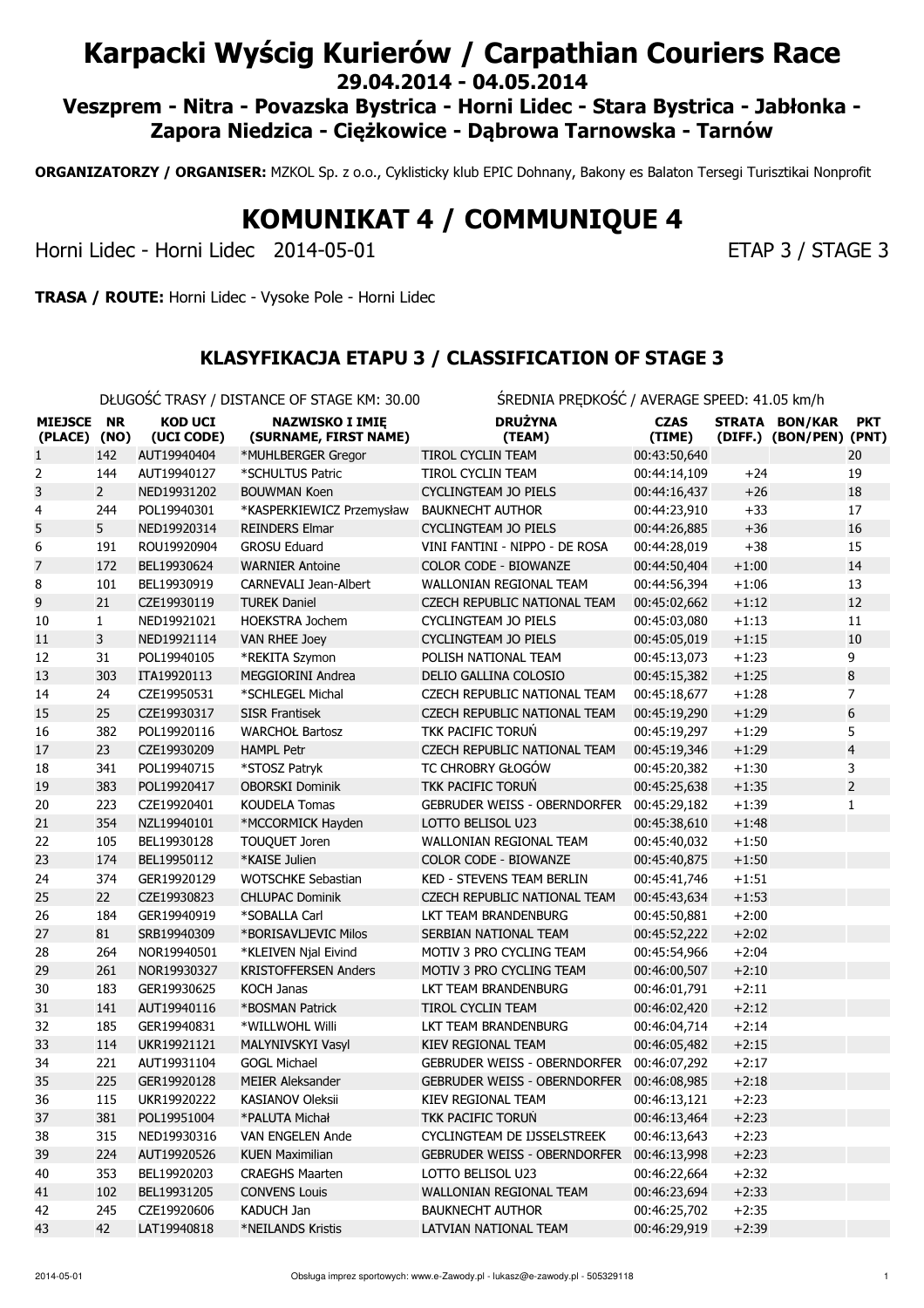# Karpacki Wyścig Kurierów / Carpathian Couriers Race

**29.04.2014 - 04.05.2014**

**Veszprem - Nitra - Povazska Bystrica - Horni Lidec - Stara Bystrica - Jabłonka - Zapora Niedzica - Ciężkowice - Dąbrowa Tarnowska - Tarnów**

**ORGANIZATORZY / ORGANISER:** MZKOL Sp. z o.o., Cyklisticky klub EPIC Dohnany, Bakony es Balaton Tersegi Turisztikai Nonprofit

# KOMUNIKAT 4 / COMMUNIQUE 4

Horni Lidec - Horni Lidec 2014-05-01 ETAP 3 / STAGE 3

**TRASA / ROUTE:** Horni Lidec - Vysoke Pole - Horni Lidec

## KLASYFIKACJA ETAPU 3 / CLASSIFICATION OF STAGE 3

DŁUGOŚĆ TRASY / DISTANCE OF STAGE KM: 30.00 ŚREDNIA PRĘDKOŚĆ / AVERAGE SPEED: 41.05 km/h

| MIEJSCE (PLACE) | NR (NO) | KOD UCI (UCI CODE) | NAZWISKO I IMIĘ (SURNAME, FIRST NAME) | DRUŻYNA (TEAM) | CZAS (TIME) | STRATA (DIFF.) | BON/KAR (BON/PEN) | PKT (PNT) |
|---|---|---|---|---|---|---|---|---|
| 1 | 142 | AUT19940404 | *MUHLBERGER Gregor | TIROL CYCLIN TEAM | 00:43:50,640 | | | 20 |
| 2 | 144 | AUT19940127 | *SCHULTUS Patric | TIROL CYCLIN TEAM | 00:44:14,109 | +24 | | 19 |
| 3 | 2 | NED19931202 | BOUWMAN Koen | CYCLINGTEAM JO PIELS | 00:44:16,437 | +26 | | 18 |
| 4 | 244 | POL19940301 | *KASPERKIEWICZ Przemysław | BAUKNECHT AUTHOR | 00:44:23,910 | +33 | | 17 |
| 5 | 5 | NED19920314 | REINDERS Elmar | CYCLINGTEAM JO PIELS | 00:44:26,885 | +36 | | 16 |
| 6 | 191 | ROU19920904 | GROSU Eduard | VINI FANTINI - NIPPO - DE ROSA | 00:44:28,019 | +38 | | 15 |
| 7 | 172 | BEL19930624 | WARNIER Antoine | COLOR CODE - BIOWANZE | 00:44:50,404 | +1:00 | | 14 |
| 8 | 101 | BEL19930919 | CARNEVALI Jean-Albert | WALLONIAN REGIONAL TEAM | 00:44:56,394 | +1:06 | | 13 |
| 9 | 21 | CZE19930119 | TUREK Daniel | CZECH REPUBLIC NATIONAL TEAM | 00:45:02,662 | +1:12 | | 12 |
| 10 | 1 | NED19921021 | HOEKSTRA Jochem | CYCLINGTEAM JO PIELS | 00:45:03,080 | +1:13 | | 11 |
| 11 | 3 | NED19921114 | VAN RHEE Joey | CYCLINGTEAM JO PIELS | 00:45:05,019 | +1:15 | | 10 |
| 12 | 31 | POL19940105 | *REKITA Szymon | POLISH NATIONAL TEAM | 00:45:13,073 | +1:23 | | 9 |
| 13 | 303 | ITA19920113 | MEGGIORINI Andrea | DELIO GALLINA COLOSIO | 00:45:15,382 | +1:25 | | 8 |
| 14 | 24 | CZE19950531 | *SCHLEGEL Michal | CZECH REPUBLIC NATIONAL TEAM | 00:45:18,677 | +1:28 | | 7 |
| 15 | 25 | CZE19930317 | SISR Frantisek | CZECH REPUBLIC NATIONAL TEAM | 00:45:19,290 | +1:29 | | 6 |
| 16 | 382 | POL19920116 | WARCHOŁ Bartosz | TKK PACIFIC TORUŃ | 00:45:19,297 | +1:29 | | 5 |
| 17 | 23 | CZE19930209 | HAMPL Petr | CZECH REPUBLIC NATIONAL TEAM | 00:45:19,346 | +1:29 | | 4 |
| 18 | 341 | POL19940715 | *STOSZ Patryk | TC CHROBRY GŁOGÓW | 00:45:20,382 | +1:30 | | 3 |
| 19 | 383 | POL19920417 | OBORSKI Dominik | TKK PACIFIC TORUŃ | 00:45:25,638 | +1:35 | | 2 |
| 20 | 223 | CZE19920401 | KOUDELA Tomas | GEBRUDER WEISS - OBERNDORFER | 00:45:29,182 | +1:39 | | 1 |
| 21 | 354 | NZL19940101 | *MCCORMICK Hayden | LOTTO BELISOL U23 | 00:45:38,610 | +1:48 | | |
| 22 | 105 | BEL19930128 | TOUQUET Joren | WALLONIAN REGIONAL TEAM | 00:45:40,032 | +1:50 | | |
| 23 | 174 | BEL19950112 | *KAISE Julien | COLOR CODE - BIOWANZE | 00:45:40,875 | +1:50 | | |
| 24 | 374 | GER19920129 | WOTSCHKE Sebastian | KED - STEVENS TEAM BERLIN | 00:45:41,746 | +1:51 | | |
| 25 | 22 | CZE19930823 | CHLUPAC Dominik | CZECH REPUBLIC NATIONAL TEAM | 00:45:43,634 | +1:53 | | |
| 26 | 184 | GER19940919 | *SOBALLA Carl | LKT TEAM BRANDENBURG | 00:45:50,881 | +2:00 | | |
| 27 | 81 | SRB19940309 | *BORISAVLJEVIC Milos | SERBIAN NATIONAL TEAM | 00:45:52,222 | +2:02 | | |
| 28 | 264 | NOR19940501 | *KLEIVEN Njal Eivind | MOTIV 3 PRO CYCLING TEAM | 00:45:54,966 | +2:04 | | |
| 29 | 261 | NOR19930327 | KRISTOFFERSEN Anders | MOTIV 3 PRO CYCLING TEAM | 00:46:00,507 | +2:10 | | |
| 30 | 183 | GER19930625 | KOCH Janas | LKT TEAM BRANDENBURG | 00:46:01,791 | +2:11 | | |
| 31 | 141 | AUT19940116 | *BOSMAN Patrick | TIROL CYCLIN TEAM | 00:46:02,420 | +2:12 | | |
| 32 | 185 | GER19940831 | *WILLWOHL Willi | LKT TEAM BRANDENBURG | 00:46:04,714 | +2:14 | | |
| 33 | 114 | UKR19921121 | MALYNIVSKYI Vasyl | KIEV REGIONAL TEAM | 00:46:05,482 | +2:15 | | |
| 34 | 221 | AUT19931104 | GOGL Michael | GEBRUDER WEISS - OBERNDORFER | 00:46:07,292 | +2:17 | | |
| 35 | 225 | GER19920128 | MEIER Aleksander | GEBRUDER WEISS - OBERNDORFER | 00:46:08,985 | +2:18 | | |
| 36 | 115 | UKR19920222 | KASIANOV Oleksii | KIEV REGIONAL TEAM | 00:46:13,121 | +2:23 | | |
| 37 | 381 | POL19951004 | *PALUTA Michał | TKK PACIFIC TORUŃ | 00:46:13,464 | +2:23 | | |
| 38 | 315 | NED19930316 | VAN ENGELEN Ande | CYCLINGTEAM DE IJSSELSTREEK | 00:46:13,643 | +2:23 | | |
| 39 | 224 | AUT19920526 | KUEN Maximilian | GEBRUDER WEISS - OBERNDORFER | 00:46:13,998 | +2:23 | | |
| 40 | 353 | BEL19920203 | CRAEGHS Maarten | LOTTO BELISOL U23 | 00:46:22,664 | +2:32 | | |
| 41 | 102 | BEL19931205 | CONVENS Louis | WALLONIAN REGIONAL TEAM | 00:46:23,694 | +2:33 | | |
| 42 | 245 | CZE19920606 | KADUCH Jan | BAUKNECHT AUTHOR | 00:46:25,702 | +2:35 | | |
| 43 | 42 | LAT19940818 | *NEILANDS Kristis | LATVIAN NATIONAL TEAM | 00:46:29,919 | +2:39 | | |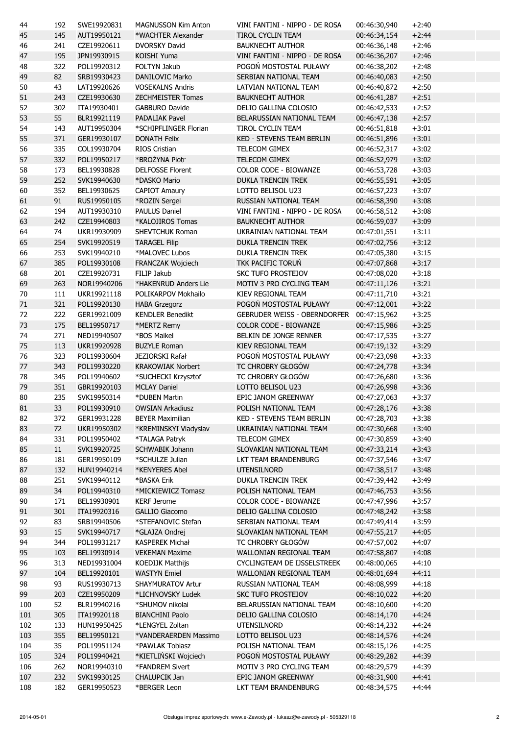| 44 | 192 | SWE19920831 | MAGNUSSON Kim Anton | VINI FANTINI - NIPPO - DE ROSA | 00:46:30,940 | +2:40 |
|---|---|---|---|---|---|---|
| 45 | 145 | AUT19950121 | *WACHTER Alexander | TIROL CYCLIN TEAM | 00:46:34,154 | +2:44 |
| 46 | 241 | CZE19920611 | DVORSKY David | BAUKNECHT AUTHOR | 00:46:36,148 | +2:46 |
| 47 | 195 | JPN19930915 | KOISHI Yuma | VINI FANTINI - NIPPO - DE ROSA | 00:46:36,207 | +2:46 |
| 48 | 322 | POL19920312 | FOLTYN Jakub | POGOŃ MOSTOSTAL PUŁAWY | 00:46:38,202 | +2:48 |
| 49 | 82 | SRB19930423 | DANILOVIC Marko | SERBIAN NATIONAL TEAM | 00:46:40,083 | +2:50 |
| 50 | 43 | LAT19920626 | VOSEKALNS Andris | LATVIAN NATIONAL TEAM | 00:46:40,872 | +2:50 |
| 51 | 243 | CZE19930630 | ZECHMEISTER Tomas | BAUKNECHT AUTHOR | 00:46:41,287 | +2:51 |
| 52 | 302 | ITA19930401 | GABBURO Davide | DELIO GALLINA COLOSIO | 00:46:42,533 | +2:52 |
| 53 | 55 | BLR19921119 | PADALIAK Pavel | BELARUSSIAN NATIONAL TEAM | 00:46:47,138 | +2:57 |
| 54 | 143 | AUT19950304 | *SCHIPFLINGER Florian | TIROL CYCLIN TEAM | 00:46:51,818 | +3:01 |
| 55 | 371 | GER19930107 | DONATH Felix | KED - STEVENS TEAM BERLIN | 00:46:51,896 | +3:01 |
| 56 | 335 | COL19930704 | RIOS Cristian | TELECOM GIMEX | 00:46:52,317 | +3:02 |
| 57 | 332 | POL19950217 | *BROŻYNA Piotr | TELECOM GIMEX | 00:46:52,979 | +3:02 |
| 58 | 173 | BEL19930828 | DELFOSSE Florent | COLOR CODE - BIOWANZE | 00:46:53,728 | +3:03 |
| 59 | 252 | SVK19940630 | *DASKO Mario | DUKLA TRENCIN TREK | 00:46:55,591 | +3:05 |
| 60 | 352 | BEL19930625 | CAPIOT Amaury | LOTTO BELISOL U23 | 00:46:57,223 | +3:07 |
| 61 | 91 | RUS19950105 | *ROZIN Sergei | RUSSIAN NATIONAL TEAM | 00:46:58,390 | +3:08 |
| 62 | 194 | AUT19930310 | PAULUS Daniel | VINI FANTINI - NIPPO - DE ROSA | 00:46:58,512 | +3:08 |
| 63 | 242 | CZE19940803 | *KALOJIROS Tomas | BAUKNECHT AUTHOR | 00:46:59,037 | +3:09 |
| 64 | 74 | UKR19930909 | SHEVTCHUK Roman | UKRAINIAN NATIONAL TEAM | 00:47:01,551 | +3:11 |
| 65 | 254 | SVK19920519 | TARAGEL Filip | DUKLA TRENCIN TREK | 00:47:02,756 | +3:12 |
| 66 | 253 | SVK19940210 | *MALOVEC Lubos | DUKLA TRENCIN TREK | 00:47:05,380 | +3:15 |
| 67 | 385 | POL19930108 | FRANCZAK Wojciech | TKK PACIFIC TORUŃ | 00:47:07,868 | +3:17 |
| 68 | 201 | CZE19920731 | FILIP Jakub | SKC TUFO PROSTEJOV | 00:47:08,020 | +3:18 |
| 69 | 263 | NOR19940206 | *HAKENRUD Anders Lie | MOTIV 3 PRO CYCLING TEAM | 00:47:11,126 | +3:21 |
| 70 | 111 | UKR19921118 | POLIKARPOV Mokhailo | KIEV REGIONAL TEAM | 00:47:11,710 | +3:21 |
| 71 | 321 | POL19920130 | HABA Grzegorz | POGOŃ MOSTOSTAL PUŁAWY | 00:47:12,001 | +3:22 |
| 72 | 222 | GER19921009 | KENDLER Benedikt | GEBRUDER WEISS - OBERNDORFER | 00:47:15,962 | +3:25 |
| 73 | 175 | BEL19950717 | *MERTZ Remy | COLOR CODE - BIOWANZE | 00:47:15,986 | +3:25 |
| 74 | 271 | NED19940507 | *BOS Maikel | BELKIN DE JONGE RENNER | 00:47:17,535 | +3:27 |
| 75 | 113 | UKR19920928 | BUZYLE Roman | KIEV REGIONAL TEAM | 00:47:19,132 | +3:29 |
| 76 | 323 | POL19930604 | JEZIORSKI Rafał | POGOŃ MOSTOSTAL PUŁAWY | 00:47:23,098 | +3:33 |
| 77 | 343 | POL19930220 | KRAKOWIAK Norbert | TC CHROBRY GŁOGÓW | 00:47:24,778 | +3:34 |
| 78 | 345 | POL19940602 | *SUCHECKI Krzysztof | TC CHROBRY GŁOGÓW | 00:47:26,680 | +3:36 |
| 79 | 351 | GBR19920103 | MCLAY Daniel | LOTTO BELISOL U23 | 00:47:26,998 | +3:36 |
| 80 | 235 | SVK19950314 | *DUBEN Martin | EPIC JANOM GREENWAY | 00:47:27,063 | +3:37 |
| 81 | 33 | POL19930910 | OWSIAN Arkadiusz | POLISH NATIONAL TEAM | 00:47:28,176 | +3:38 |
| 82 | 372 | GER19931228 | BEYER Maximilian | KED - STEVENS TEAM BERLIN | 00:47:28,703 | +3:38 |
| 83 | 72 | UKR19950302 | *KREMINSKYI Vladyslav | UKRAINIAN NATIONAL TEAM | 00:47:30,668 | +3:40 |
| 84 | 331 | POL19950402 | *TALAGA Patryk | TELECOM GIMEX | 00:47:30,859 | +3:40 |
| 85 | 11 | SVK19920725 | SCHWABIK Johann | SLOVAKIAN NATIONAL TEAM | 00:47:33,214 | +3:43 |
| 86 | 181 | GER19950109 | *SCHULZE Julian | LKT TEAM BRANDENBURG | 00:47:37,546 | +3:47 |
| 87 | 132 | HUN19940214 | *KENYERES Abel | UTENSILNORD | 00:47:38,517 | +3:48 |
| 88 | 251 | SVK19940112 | *BASKA Erik | DUKLA TRENCIN TREK | 00:47:39,442 | +3:49 |
| 89 | 34 | POL19940310 | *MICKIEWICZ Tomasz | POLISH NATIONAL TEAM | 00:47:46,753 | +3:56 |
| 90 | 171 | BEL19930901 | KERF Jerome | COLOR CODE - BIOWANZE | 00:47:47,996 | +3:57 |
| 91 | 301 | ITA19920316 | GALLIO Giacomo | DELIO GALLINA COLOSIO | 00:47:48,242 | +3:58 |
| 92 | 83 | SRB19940506 | *STEFANOVIC Stefan | SERBIAN NATIONAL TEAM | 00:47:49,414 | +3:59 |
| 93 | 15 | SVK19940717 | *GLAJZA Ondrej | SLOVAKIAN NATIONAL TEAM | 00:47:55,217 | +4:05 |
| 94 | 344 | POL19931217 | KASPEREK Michał | TC CHROBRY GŁOGÓW | 00:47:57,002 | +4:07 |
| 95 | 103 | BEL19930914 | VEKEMAN Maxime | WALLONIAN REGIONAL TEAM | 00:47:58,807 | +4:08 |
| 96 | 313 | NED19931004 | KOEDIJK Matthijs | CYCLINGTEAM DE IJSSELSTREEK | 00:48:00,065 | +4:10 |
| 97 | 104 | BEL19920101 | WASTYN Emiel | WALLONIAN REGIONAL TEAM | 00:48:01,694 | +4:11 |
| 98 | 93 | RUS19930713 | SHAYMURATOV Artur | RUSSIAN NATIONAL TEAM | 00:48:08,999 | +4:18 |
| 99 | 203 | CZE19950209 | *LICHNOVSKY Ludek | SKC TUFO PROSTEJOV | 00:48:10,022 | +4:20 |
| 100 | 52 | BLR19940216 | *SHUMOV nikolai | BELARUSSIAN NATIONAL TEAM | 00:48:10,600 | +4:20 |
| 101 | 305 | ITA19920118 | BIANCHINI Paolo | DELIO GALLINA COLOSIO | 00:48:14,170 | +4:24 |
| 102 | 133 | HUN19950425 | *LENGYEL Zoltan | UTENSILNORD | 00:48:14,232 | +4:24 |
| 103 | 355 | BEL19950121 | *VANDERAERDEN Massimo | LOTTO BELISOL U23 | 00:48:14,576 | +4:24 |
| 104 | 35 | POL19951124 | *PAWLAK Tobiasz | POLISH NATIONAL TEAM | 00:48:15,126 | +4:25 |
| 105 | 324 | POL19940421 | *KIETLIŃSKI Wojciech | POGOŃ MOSTOSTAL PUŁAWY | 00:48:29,282 | +4:39 |
| 106 | 262 | NOR19940310 | *FANDREM Sivert | MOTIV 3 PRO CYCLING TEAM | 00:48:29,579 | +4:39 |
| 107 | 232 | SVK19930125 | CHALUPCIK Jan | EPIC JANOM GREENWAY | 00:48:31,900 | +4:41 |
| 108 | 182 | GER19950523 | *BERGER Leon | LKT TEAM BRANDENBURG | 00:48:34,575 | +4:44 |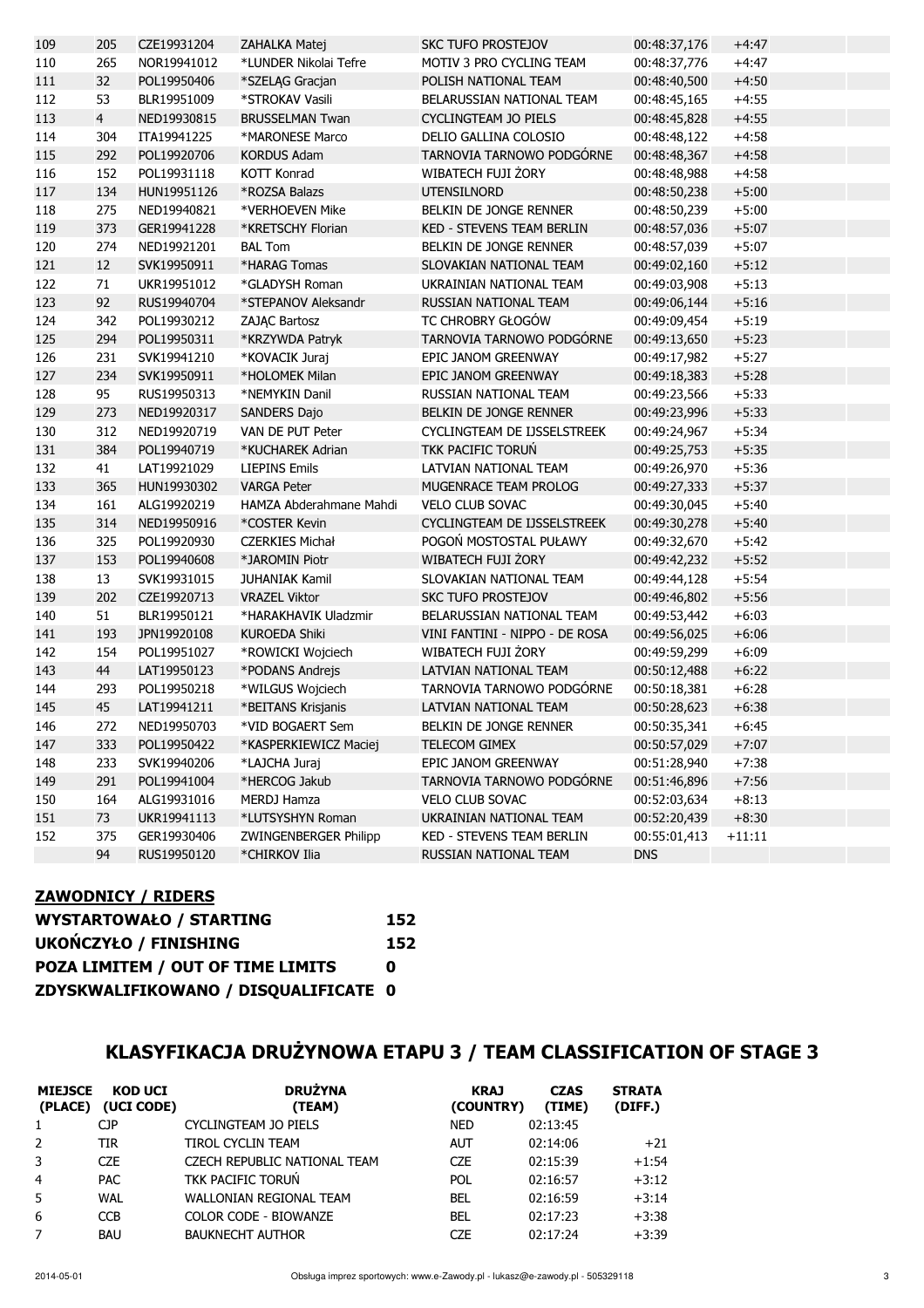| | | | | | | |
|---|---|---|---|---|---|---|
| 109 | 205 | CZE19931204 | ZAHALKA Matej | SKC TUFO PROSTEJOV | 00:48:37,176 | +4:47 |
| 110 | 265 | NOR19941012 | *LUNDER Nikolai Tefre | MOTIV 3 PRO CYCLING TEAM | 00:48:37,776 | +4:47 |
| 111 | 32 | POL19950406 | *SZELĄG Gracjan | POLISH NATIONAL TEAM | 00:48:40,500 | +4:50 |
| 112 | 53 | BLR19951009 | *STROKAV Vasili | BELARUSSIAN NATIONAL TEAM | 00:48:45,165 | +4:55 |
| 113 | 4 | NED19930815 | BRUSSELMAN Twan | CYCLINGTEAM JO PIELS | 00:48:45,828 | +4:55 |
| 114 | 304 | ITA19941225 | *MARONESE Marco | DELIO GALLINA COLOSIO | 00:48:48,122 | +4:58 |
| 115 | 292 | POL19920706 | KORDUS Adam | TARNOVIA TARNOWO PODGÓRNE | 00:48:48,367 | +4:58 |
| 116 | 152 | POL19931118 | KOTT Konrad | WIBATECH FUJI ŻORY | 00:48:48,988 | +4:58 |
| 117 | 134 | HUN19951126 | *ROZSA Balazs | UTENSILNORD | 00:48:50,238 | +5:00 |
| 118 | 275 | NED19940821 | *VERHOEVEN Mike | BELKIN DE JONGE RENNER | 00:48:50,239 | +5:00 |
| 119 | 373 | GER19941228 | *KRETSCHY Florian | KED - STEVENS TEAM BERLIN | 00:48:57,036 | +5:07 |
| 120 | 274 | NED19921201 | BAL Tom | BELKIN DE JONGE RENNER | 00:48:57,039 | +5:07 |
| 121 | 12 | SVK19950911 | *HARAG Tomas | SLOVAKIAN NATIONAL TEAM | 00:49:02,160 | +5:12 |
| 122 | 71 | UKR19951012 | *GLADYSH Roman | UKRAINIAN NATIONAL TEAM | 00:49:03,908 | +5:13 |
| 123 | 92 | RUS19940704 | *STEPANOV Aleksandr | RUSSIAN NATIONAL TEAM | 00:49:06,144 | +5:16 |
| 124 | 342 | POL19930212 | ZAJĄC Bartosz | TC CHROBRY GŁOGÓW | 00:49:09,454 | +5:19 |
| 125 | 294 | POL19950311 | *KRZYWDA Patryk | TARNOVIA TARNOWO PODGÓRNE | 00:49:13,650 | +5:23 |
| 126 | 231 | SVK19941210 | *KOVACIK Juraj | EPIC JANOM GREENWAY | 00:49:17,982 | +5:27 |
| 127 | 234 | SVK19950911 | *HOLOMEK Milan | EPIC JANOM GREENWAY | 00:49:18,383 | +5:28 |
| 128 | 95 | RUS19950313 | *NEMYKIN Danil | RUSSIAN NATIONAL TEAM | 00:49:23,566 | +5:33 |
| 129 | 273 | NED19920317 | SANDERS Dajo | BELKIN DE JONGE RENNER | 00:49:23,996 | +5:33 |
| 130 | 312 | NED19920719 | VAN DE PUT Peter | CYCLINGTEAM DE IJSSELSTREEK | 00:49:24,967 | +5:34 |
| 131 | 384 | POL19940719 | *KUCHAREK Adrian | TKK PACIFIC TORUŃ | 00:49:25,753 | +5:35 |
| 132 | 41 | LAT19921029 | LIEPINS Emils | LATVIAN NATIONAL TEAM | 00:49:26,970 | +5:36 |
| 133 | 365 | HUN19930302 | VARGA Peter | MUGENRACE TEAM PROLOG | 00:49:27,333 | +5:37 |
| 134 | 161 | ALG19920219 | HAMZA Abderahmane Mahdi | VELO CLUB SOVAC | 00:49:30,045 | +5:40 |
| 135 | 314 | NED19950916 | *COSTER Kevin | CYCLINGTEAM DE IJSSELSTREEK | 00:49:30,278 | +5:40 |
| 136 | 325 | POL19920930 | CZERKIES Michał | POGOŃ MOSTOSTAL PUŁAWY | 00:49:32,670 | +5:42 |
| 137 | 153 | POL19940608 | *JAROMIN Piotr | WIBATECH FUJI ŻORY | 00:49:42,232 | +5:52 |
| 138 | 13 | SVK19931015 | JUHANIAK Kamil | SLOVAKIAN NATIONAL TEAM | 00:49:44,128 | +5:54 |
| 139 | 202 | CZE19920713 | VRAZEL Viktor | SKC TUFO PROSTEJOV | 00:49:46,802 | +5:56 |
| 140 | 51 | BLR19950121 | *HARAKHAVIK Uladzmir | BELARUSSIAN NATIONAL TEAM | 00:49:53,442 | +6:03 |
| 141 | 193 | JPN19920108 | KUROEDA Shiki | VINI FANTINI - NIPPO - DE ROSA | 00:49:56,025 | +6:06 |
| 142 | 154 | POL19951027 | *ROWICKI Wojciech | WIBATECH FUJI ŻORY | 00:49:59,299 | +6:09 |
| 143 | 44 | LAT19950123 | *PODANS Andrejs | LATVIAN NATIONAL TEAM | 00:50:12,488 | +6:22 |
| 144 | 293 | POL19950218 | *WILGUS Wojciech | TARNOVIA TARNOWO PODGÓRNE | 00:50:18,381 | +6:28 |
| 145 | 45 | LAT19941211 | *BEITANS Krisjanis | LATVIAN NATIONAL TEAM | 00:50:28,623 | +6:38 |
| 146 | 272 | NED19950703 | *VID BOGAERT Sem | BELKIN DE JONGE RENNER | 00:50:35,341 | +6:45 |
| 147 | 333 | POL19950422 | *KASPERKIEWICZ Maciej | TELECOM GIMEX | 00:50:57,029 | +7:07 |
| 148 | 233 | SVK19940206 | *LAJCHA Juraj | EPIC JANOM GREENWAY | 00:51:28,940 | +7:38 |
| 149 | 291 | POL19941004 | *HERCOG Jakub | TARNOVIA TARNOWO PODGÓRNE | 00:51:46,896 | +7:56 |
| 150 | 164 | ALG19931016 | MERDJ Hamza | VELO CLUB SOVAC | 00:52:03,634 | +8:13 |
| 151 | 73 | UKR19941113 | *LUTSYSHYN Roman | UKRAINIAN NATIONAL TEAM | 00:52:20,439 | +8:30 |
| 152 | 375 | GER19930406 | ZWINGENBERGER Philipp | KED - STEVENS TEAM BERLIN | 00:55:01,413 | +11:11 |
| | 94 | RUS19950120 | *CHIRKOV Ilia | RUSSIAN NATIONAL TEAM | DNS | |

**ZAWODNICY / RIDERS**

| | |
|---|---|
| **WYSTARTOWAŁO / STARTING** | **152** |
| **UKOŃCZYŁO / FINISHING** | **152** |
| **POZA LIMITEM / OUT OF TIME LIMITS** | **0** |
| **ZDYSKWALIFIKOWANO / DISQUALIFICATE** | **0** |

## KLASYFIKACJA DRUŻYNOWA ETAPU 3 / TEAM CLASSIFICATION OF STAGE 3

| MIEJSCE (PLACE) | KOD UCI (UCI CODE) | DRUŻYNA (TEAM) | KRAJ (COUNTRY) | CZAS (TIME) | STRATA (DIFF.) |
|---|---|---|---|---|---|
| 1 | CJP | CYCLINGTEAM JO PIELS | NED | 02:13:45 | |
| 2 | TIR | TIROL CYCLIN TEAM | AUT | 02:14:06 | +21 |
| 3 | CZE | CZECH REPUBLIC NATIONAL TEAM | CZE | 02:15:39 | +1:54 |
| 4 | PAC | TKK PACIFIC TORUŃ | POL | 02:16:57 | +3:12 |
| 5 | WAL | WALLONIAN REGIONAL TEAM | BEL | 02:16:59 | +3:14 |
| 6 | CCB | COLOR CODE - BIOWANZE | BEL | 02:17:23 | +3:38 |
| 7 | BAU | BAUKNECHT AUTHOR | CZE | 02:17:24 | +3:39 |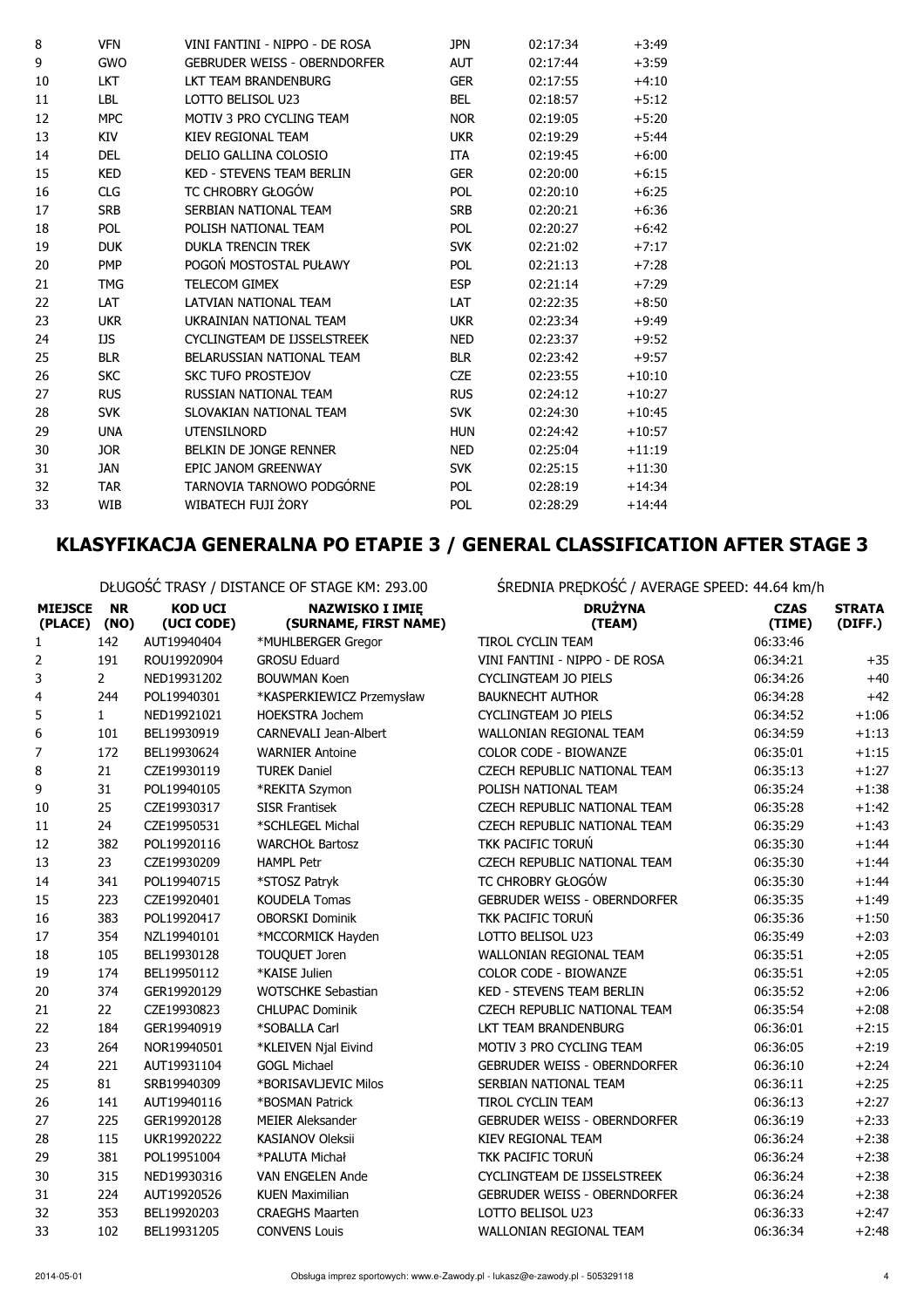| | | | | | |
|---|---|---|---|---|---|
| 8 | VFN | VINI FANTINI - NIPPO - DE ROSA | JPN | 02:17:34 | +3:49 |
| 9 | GWO | GEBRUDER WEISS - OBERNDORFER | AUT | 02:17:44 | +3:59 |
| 10 | LKT | LKT TEAM BRANDENBURG | GER | 02:17:55 | +4:10 |
| 11 | LBL | LOTTO BELISOL U23 | BEL | 02:18:57 | +5:12 |
| 12 | MPC | MOTIV 3 PRO CYCLING TEAM | NOR | 02:19:05 | +5:20 |
| 13 | KIV | KIEV REGIONAL TEAM | UKR | 02:19:29 | +5:44 |
| 14 | DEL | DELIO GALLINA COLOSIO | ITA | 02:19:45 | +6:00 |
| 15 | KED | KED - STEVENS TEAM BERLIN | GER | 02:20:00 | +6:15 |
| 16 | CLG | TC CHROBRY GŁOGÓW | POL | 02:20:10 | +6:25 |
| 17 | SRB | SERBIAN NATIONAL TEAM | SRB | 02:20:21 | +6:36 |
| 18 | POL | POLISH NATIONAL TEAM | POL | 02:20:27 | +6:42 |
| 19 | DUK | DUKLA TRENCIN TREK | SVK | 02:21:02 | +7:17 |
| 20 | PMP | POGOŃ MOSTOSTAL PUŁAWY | POL | 02:21:13 | +7:28 |
| 21 | TMG | TELECOM GIMEX | ESP | 02:21:14 | +7:29 |
| 22 | LAT | LATVIAN NATIONAL TEAM | LAT | 02:22:35 | +8:50 |
| 23 | UKR | UKRAINIAN NATIONAL TEAM | UKR | 02:23:34 | +9:49 |
| 24 | IJS | CYCLINGTEAM DE IJSSELSTREEK | NED | 02:23:37 | +9:52 |
| 25 | BLR | BELARUSSIAN NATIONAL TEAM | BLR | 02:23:42 | +9:57 |
| 26 | SKC | SKC TUFO PROSTEJOV | CZE | 02:23:55 | +10:10 |
| 27 | RUS | RUSSIAN NATIONAL TEAM | RUS | 02:24:12 | +10:27 |
| 28 | SVK | SLOVAKIAN NATIONAL TEAM | SVK | 02:24:30 | +10:45 |
| 29 | UNA | UTENSILNORD | HUN | 02:24:42 | +10:57 |
| 30 | JOR | BELKIN DE JONGE RENNER | NED | 02:25:04 | +11:19 |
| 31 | JAN | EPIC JANOM GREENWAY | SVK | 02:25:15 | +11:30 |
| 32 | TAR | TARNOVIA TARNOWO PODGÓRNE | POL | 02:28:19 | +14:34 |
| 33 | WIB | WIBATECH FUJI ŻORY | POL | 02:28:29 | +14:44 |

## KLASYFIKACJA GENERALNA PO ETAPIE 3 / GENERAL CLASSIFICATION AFTER STAGE 3

DŁUGOŚĆ TRASY / DISTANCE OF STAGE KM: 293.00 — ŚREDNIA PRĘDKOŚĆ / AVERAGE SPEED: 44.64 km/h

| MIEJSCE (PLACE) | NR (NO) | KOD UCI (UCI CODE) | NAZWISKO I IMIĘ (SURNAME, FIRST NAME) | DRUŻYNA (TEAM) | CZAS (TIME) | STRATA (DIFF.) |
|---|---|---|---|---|---|---|
| 1 | 142 | AUT19940404 | *MUHLBERGER Gregor | TIROL CYCLIN TEAM | 06:33:46 | |
| 2 | 191 | ROU19920904 | GROSU Eduard | VINI FANTINI - NIPPO - DE ROSA | 06:34:21 | +35 |
| 3 | 2 | NED19931202 | BOUWMAN Koen | CYCLINGTEAM JO PIELS | 06:34:26 | +40 |
| 4 | 244 | POL19940301 | *KASPERKIEWICZ Przemysław | BAUKNECHT AUTHOR | 06:34:28 | +42 |
| 5 | 1 | NED19921021 | HOEKSTRA Jochem | CYCLINGTEAM JO PIELS | 06:34:52 | +1:06 |
| 6 | 101 | BEL19930919 | CARNEVALI Jean-Albert | WALLONIAN REGIONAL TEAM | 06:34:59 | +1:13 |
| 7 | 172 | BEL19930624 | WARNIER Antoine | COLOR CODE - BIOWANZE | 06:35:01 | +1:15 |
| 8 | 21 | CZE19930119 | TUREK Daniel | CZECH REPUBLIC NATIONAL TEAM | 06:35:13 | +1:27 |
| 9 | 31 | POL19940105 | *REKITA Szymon | POLISH NATIONAL TEAM | 06:35:24 | +1:38 |
| 10 | 25 | CZE19930317 | SISR Frantisek | CZECH REPUBLIC NATIONAL TEAM | 06:35:28 | +1:42 |
| 11 | 24 | CZE19950531 | *SCHLEGEL Michal | CZECH REPUBLIC NATIONAL TEAM | 06:35:29 | +1:43 |
| 12 | 382 | POL19920116 | WARCHOŁ Bartosz | TKK PACIFIC TORUŃ | 06:35:30 | +1:44 |
| 13 | 23 | CZE19930209 | HAMPL Petr | CZECH REPUBLIC NATIONAL TEAM | 06:35:30 | +1:44 |
| 14 | 341 | POL19940715 | *STOSZ Patryk | TC CHROBRY GŁOGÓW | 06:35:30 | +1:44 |
| 15 | 223 | CZE19920401 | KOUDELA Tomas | GEBRUDER WEISS - OBERNDORFER | 06:35:35 | +1:49 |
| 16 | 383 | POL19920417 | OBORSKI Dominik | TKK PACIFIC TORUŃ | 06:35:36 | +1:50 |
| 17 | 354 | NZL19940101 | *MCCORMICK Hayden | LOTTO BELISOL U23 | 06:35:49 | +2:03 |
| 18 | 105 | BEL19930128 | TOUQUET Joren | WALLONIAN REGIONAL TEAM | 06:35:51 | +2:05 |
| 19 | 174 | BEL19950112 | *KAISE Julien | COLOR CODE - BIOWANZE | 06:35:51 | +2:05 |
| 20 | 374 | GER19920129 | WOTSCHKE Sebastian | KED - STEVENS TEAM BERLIN | 06:35:52 | +2:06 |
| 21 | 22 | CZE19930823 | CHLUPAC Dominik | CZECH REPUBLIC NATIONAL TEAM | 06:35:54 | +2:08 |
| 22 | 184 | GER19940919 | *SOBALLA Carl | LKT TEAM BRANDENBURG | 06:36:01 | +2:15 |
| 23 | 264 | NOR19940501 | *KLEIVEN Njal Eivind | MOTIV 3 PRO CYCLING TEAM | 06:36:05 | +2:19 |
| 24 | 221 | AUT19931104 | GOGL Michael | GEBRUDER WEISS - OBERNDORFER | 06:36:10 | +2:24 |
| 25 | 81 | SRB19940309 | *BORISAVLJEVIC Milos | SERBIAN NATIONAL TEAM | 06:36:11 | +2:25 |
| 26 | 141 | AUT19940116 | *BOSMAN Patrick | TIROL CYCLIN TEAM | 06:36:13 | +2:27 |
| 27 | 225 | GER19920128 | MEIER Aleksander | GEBRUDER WEISS - OBERNDORFER | 06:36:19 | +2:33 |
| 28 | 115 | UKR19920222 | KASIANOV Oleksii | KIEV REGIONAL TEAM | 06:36:24 | +2:38 |
| 29 | 381 | POL19951004 | *PALUTA Michał | TKK PACIFIC TORUŃ | 06:36:24 | +2:38 |
| 30 | 315 | NED19930316 | VAN ENGELEN Ande | CYCLINGTEAM DE IJSSELSTREEK | 06:36:24 | +2:38 |
| 31 | 224 | AUT19920526 | KUEN Maximilian | GEBRUDER WEISS - OBERNDORFER | 06:36:24 | +2:38 |
| 32 | 353 | BEL19920203 | CRAEGHS Maarten | LOTTO BELISOL U23 | 06:36:33 | +2:47 |
| 33 | 102 | BEL19931205 | CONVENS Louis | WALLONIAN REGIONAL TEAM | 06:36:34 | +2:48 |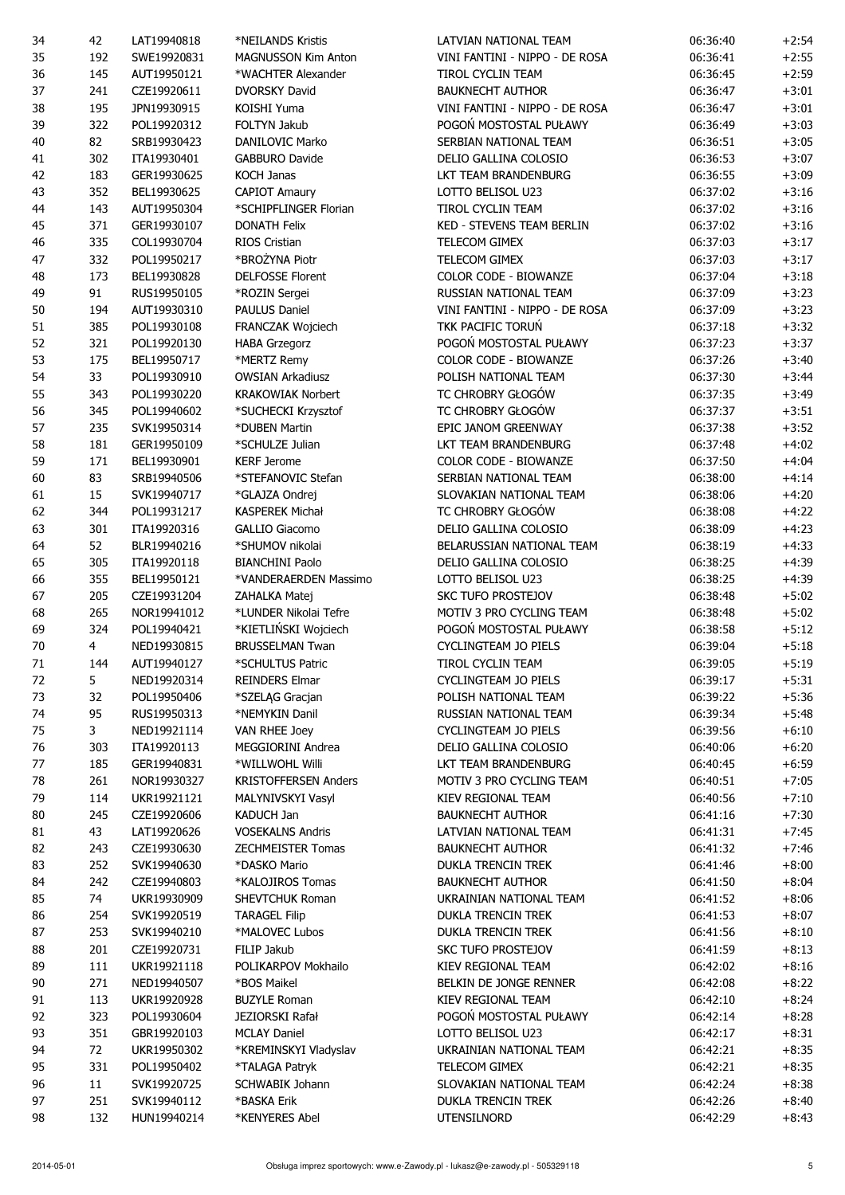| 34 | 42 | LAT19940818 | *NEILANDS Kristis | LATVIAN NATIONAL TEAM | 06:36:40 | +2:54 |
|---|---|---|---|---|---|---|
| 35 | 192 | SWE19920831 | MAGNUSSON Kim Anton | VINI FANTINI - NIPPO - DE ROSA | 06:36:41 | +2:55 |
| 36 | 145 | AUT19950121 | *WACHTER Alexander | TIROL CYCLIN TEAM | 06:36:45 | +2:59 |
| 37 | 241 | CZE19920611 | DVORSKY David | BAUKNECHT AUTHOR | 06:36:47 | +3:01 |
| 38 | 195 | JPN19930915 | KOISHI Yuma | VINI FANTINI - NIPPO - DE ROSA | 06:36:47 | +3:01 |
| 39 | 322 | POL19920312 | FOLTYN Jakub | POGOŃ MOSTOSTAL PUŁAWY | 06:36:49 | +3:03 |
| 40 | 82 | SRB19930423 | DANILOVIC Marko | SERBIAN NATIONAL TEAM | 06:36:51 | +3:05 |
| 41 | 302 | ITA19930401 | GABBURO Davide | DELIO GALLINA COLOSIO | 06:36:53 | +3:07 |
| 42 | 183 | GER19930625 | KOCH Janas | LKT TEAM BRANDENBURG | 06:36:55 | +3:09 |
| 43 | 352 | BEL19930625 | CAPIOT Amaury | LOTTO BELISOL U23 | 06:37:02 | +3:16 |
| 44 | 143 | AUT19950304 | *SCHIPFLINGER Florian | TIROL CYCLIN TEAM | 06:37:02 | +3:16 |
| 45 | 371 | GER19930107 | DONATH Felix | KED - STEVENS TEAM BERLIN | 06:37:02 | +3:16 |
| 46 | 335 | COL19930704 | RIOS Cristian | TELECOM GIMEX | 06:37:03 | +3:17 |
| 47 | 332 | POL19950217 | *BROŻYNA Piotr | TELECOM GIMEX | 06:37:03 | +3:17 |
| 48 | 173 | BEL19930828 | DELFOSSE Florent | COLOR CODE - BIOWANZE | 06:37:04 | +3:18 |
| 49 | 91 | RUS19950105 | *ROZIN Sergei | RUSSIAN NATIONAL TEAM | 06:37:09 | +3:23 |
| 50 | 194 | AUT19930310 | PAULUS Daniel | VINI FANTINI - NIPPO - DE ROSA | 06:37:09 | +3:23 |
| 51 | 385 | POL19930108 | FRANCZAK Wojciech | TKK PACIFIC TORUŃ | 06:37:18 | +3:32 |
| 52 | 321 | POL19920130 | HABA Grzegorz | POGOŃ MOSTOSTAL PUŁAWY | 06:37:23 | +3:37 |
| 53 | 175 | BEL19950717 | *MERTZ Remy | COLOR CODE - BIOWANZE | 06:37:26 | +3:40 |
| 54 | 33 | POL19930910 | OWSIAN Arkadiusz | POLISH NATIONAL TEAM | 06:37:30 | +3:44 |
| 55 | 343 | POL19930220 | KRAKOWIAK Norbert | TC CHROBRY GŁOGÓW | 06:37:35 | +3:49 |
| 56 | 345 | POL19940602 | *SUCHECKI Krzysztof | TC CHROBRY GŁOGÓW | 06:37:37 | +3:51 |
| 57 | 235 | SVK19950314 | *DUBEN Martin | EPIC JANOM GREENWAY | 06:37:38 | +3:52 |
| 58 | 181 | GER19950109 | *SCHULZE Julian | LKT TEAM BRANDENBURG | 06:37:48 | +4:02 |
| 59 | 171 | BEL19930901 | KERF Jerome | COLOR CODE - BIOWANZE | 06:37:50 | +4:04 |
| 60 | 83 | SRB19940506 | *STEFANOVIC Stefan | SERBIAN NATIONAL TEAM | 06:38:00 | +4:14 |
| 61 | 15 | SVK19940717 | *GLAJZA Ondrej | SLOVAKIAN NATIONAL TEAM | 06:38:06 | +4:20 |
| 62 | 344 | POL19931217 | KASPEREK Michał | TC CHROBRY GŁOGÓW | 06:38:08 | +4:22 |
| 63 | 301 | ITA19920316 | GALLIO Giacomo | DELIO GALLINA COLOSIO | 06:38:09 | +4:23 |
| 64 | 52 | BLR19940216 | *SHUMOV nikolai | BELARUSSIAN NATIONAL TEAM | 06:38:19 | +4:33 |
| 65 | 305 | ITA19920118 | BIANCHINI Paolo | DELIO GALLINA COLOSIO | 06:38:25 | +4:39 |
| 66 | 355 | BEL19950121 | *VANDERAERDEN Massimo | LOTTO BELISOL U23 | 06:38:25 | +4:39 |
| 67 | 205 | CZE19931204 | ZAHALKA Matej | SKC TUFO PROSTEJOV | 06:38:48 | +5:02 |
| 68 | 265 | NOR19941012 | *LUNDER Nikolai Tefre | MOTIV 3 PRO CYCLING TEAM | 06:38:48 | +5:02 |
| 69 | 324 | POL19940421 | *KIETLIŃSKI Wojciech | POGOŃ MOSTOSTAL PUŁAWY | 06:38:58 | +5:12 |
| 70 | 4 | NED19930815 | BRUSSELMAN Twan | CYCLINGTEAM JO PIELS | 06:39:04 | +5:18 |
| 71 | 144 | AUT19940127 | *SCHULTUS Patric | TIROL CYCLIN TEAM | 06:39:05 | +5:19 |
| 72 | 5 | NED19920314 | REINDERS Elmar | CYCLINGTEAM JO PIELS | 06:39:17 | +5:31 |
| 73 | 32 | POL19950406 | *SZELĄG Gracjan | POLISH NATIONAL TEAM | 06:39:22 | +5:36 |
| 74 | 95 | RUS19950313 | *NEMYKIN Danil | RUSSIAN NATIONAL TEAM | 06:39:34 | +5:48 |
| 75 | 3 | NED19921114 | VAN RHEE Joey | CYCLINGTEAM JO PIELS | 06:39:56 | +6:10 |
| 76 | 303 | ITA19920113 | MEGGIORINI Andrea | DELIO GALLINA COLOSIO | 06:40:06 | +6:20 |
| 77 | 185 | GER19940831 | *WILLWOHL Willi | LKT TEAM BRANDENBURG | 06:40:45 | +6:59 |
| 78 | 261 | NOR19930327 | KRISTOFFERSEN Anders | MOTIV 3 PRO CYCLING TEAM | 06:40:51 | +7:05 |
| 79 | 114 | UKR19921121 | MALYNIVSKYI Vasyl | KIEV REGIONAL TEAM | 06:40:56 | +7:10 |
| 80 | 245 | CZE19920606 | KADUCH Jan | BAUKNECHT AUTHOR | 06:41:16 | +7:30 |
| 81 | 43 | LAT19920626 | VOSEKALNS Andris | LATVIAN NATIONAL TEAM | 06:41:31 | +7:45 |
| 82 | 243 | CZE19930630 | ZECHMEISTER Tomas | BAUKNECHT AUTHOR | 06:41:32 | +7:46 |
| 83 | 252 | SVK19940630 | *DASKO Mario | DUKLA TRENCIN TREK | 06:41:46 | +8:00 |
| 84 | 242 | CZE19940803 | *KALOJIROS Tomas | BAUKNECHT AUTHOR | 06:41:50 | +8:04 |
| 85 | 74 | UKR19930909 | SHEVTCHUK Roman | UKRAINIAN NATIONAL TEAM | 06:41:52 | +8:06 |
| 86 | 254 | SVK19920519 | TARAGEL Filip | DUKLA TRENCIN TREK | 06:41:53 | +8:07 |
| 87 | 253 | SVK19940210 | *MALOVEC Lubos | DUKLA TRENCIN TREK | 06:41:56 | +8:10 |
| 88 | 201 | CZE19920731 | FILIP Jakub | SKC TUFO PROSTEJOV | 06:41:59 | +8:13 |
| 89 | 111 | UKR19921118 | POLIKARPOV Mokhailo | KIEV REGIONAL TEAM | 06:42:02 | +8:16 |
| 90 | 271 | NED19940507 | *BOS Maikel | BELKIN DE JONGE RENNER | 06:42:08 | +8:22 |
| 91 | 113 | UKR19920928 | BUZYLE Roman | KIEV REGIONAL TEAM | 06:42:10 | +8:24 |
| 92 | 323 | POL19930604 | JEZIORSKI Rafał | POGOŃ MOSTOSTAL PUŁAWY | 06:42:14 | +8:28 |
| 93 | 351 | GBR19920103 | MCLAY Daniel | LOTTO BELISOL U23 | 06:42:17 | +8:31 |
| 94 | 72 | UKR19950302 | *KREMINSKYI Vladyslav | UKRAINIAN NATIONAL TEAM | 06:42:21 | +8:35 |
| 95 | 331 | POL19950402 | *TALAGA Patryk | TELECOM GIMEX | 06:42:21 | +8:35 |
| 96 | 11 | SVK19920725 | SCHWABIK Johann | SLOVAKIAN NATIONAL TEAM | 06:42:24 | +8:38 |
| 97 | 251 | SVK19940112 | *BASKA Erik | DUKLA TRENCIN TREK | 06:42:26 | +8:40 |
| 98 | 132 | HUN19940214 | *KENYERES Abel | UTENSILNORD | 06:42:29 | +8:43 |

2014-05-01 Obsługa imprez sportowych: www.e-Zawody.pl - lukasz@e-zawody.pl - 505329118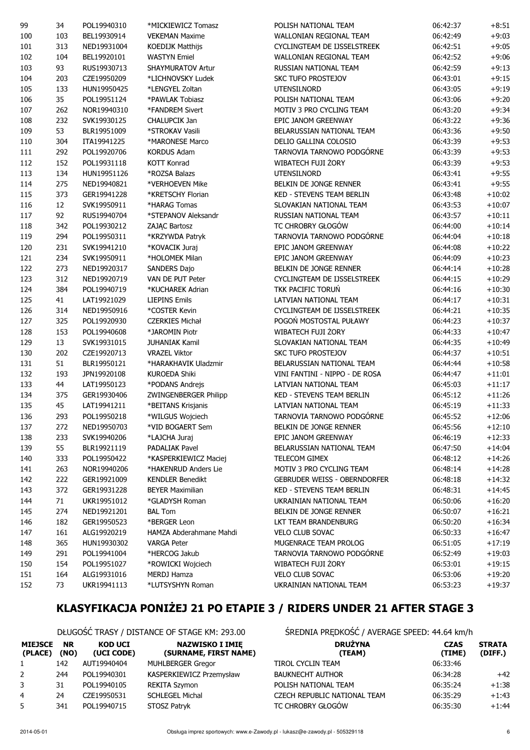| | | | | | | |
|---|---|---|---|---|---|---|
| 99 | 34 | POL19940310 | *MICKIEWICZ Tomasz | POLISH NATIONAL TEAM | 06:42:37 | +8:51 |
| 100 | 103 | BEL19930914 | VEKEMAN Maxime | WALLONIAN REGIONAL TEAM | 06:42:49 | +9:03 |
| 101 | 313 | NED19931004 | KOEDIJK Matthijs | CYCLINGTEAM DE IJSSELSTREEK | 06:42:51 | +9:05 |
| 102 | 104 | BEL19920101 | WASTYN Emiel | WALLONIAN REGIONAL TEAM | 06:42:52 | +9:06 |
| 103 | 93 | RUS19930713 | SHAYMURATOV Artur | RUSSIAN NATIONAL TEAM | 06:42:59 | +9:13 |
| 104 | 203 | CZE19950209 | *LICHNOVSKY Ludek | SKC TUFO PROSTEJOV | 06:43:01 | +9:15 |
| 105 | 133 | HUN19950425 | *LENGYEL Zoltan | UTENSILNORD | 06:43:05 | +9:19 |
| 106 | 35 | POL19951124 | *PAWLAK Tobiasz | POLISH NATIONAL TEAM | 06:43:06 | +9:20 |
| 107 | 262 | NOR19940310 | *FANDREM Sivert | MOTIV 3 PRO CYCLING TEAM | 06:43:20 | +9:34 |
| 108 | 232 | SVK19930125 | CHALUPCIK Jan | EPIC JANOM GREENWAY | 06:43:22 | +9:36 |
| 109 | 53 | BLR19951009 | *STROKAV Vasili | BELARUSSIAN NATIONAL TEAM | 06:43:36 | +9:50 |
| 110 | 304 | ITA19941225 | *MARONESE Marco | DELIO GALLINA COLOSIO | 06:43:39 | +9:53 |
| 111 | 292 | POL19920706 | KORDUS Adam | TARNOVIA TARNOWO PODGÓRNE | 06:43:39 | +9:53 |
| 112 | 152 | POL19931118 | KOTT Konrad | WIBATECH FUJI ŻORY | 06:43:39 | +9:53 |
| 113 | 134 | HUN19951126 | *ROZSA Balazs | UTENSILNORD | 06:43:41 | +9:55 |
| 114 | 275 | NED19940821 | *VERHOEVEN Mike | BELKIN DE JONGE RENNER | 06:43:41 | +9:55 |
| 115 | 373 | GER19941228 | *KRETSCHY Florian | KED - STEVENS TEAM BERLIN | 06:43:48 | +10:02 |
| 116 | 12 | SVK19950911 | *HARAG Tomas | SLOVAKIAN NATIONAL TEAM | 06:43:53 | +10:07 |
| 117 | 92 | RUS19940704 | *STEPANOV Aleksandr | RUSSIAN NATIONAL TEAM | 06:43:57 | +10:11 |
| 118 | 342 | POL19930212 | ZAJĄC Bartosz | TC CHROBRY GŁOGÓW | 06:44:00 | +10:14 |
| 119 | 294 | POL19950311 | *KRZYWDA Patryk | TARNOVIA TARNOWO PODGÓRNE | 06:44:04 | +10:18 |
| 120 | 231 | SVK19941210 | *KOVACIK Juraj | EPIC JANOM GREENWAY | 06:44:08 | +10:22 |
| 121 | 234 | SVK19950911 | *HOLOMEK Milan | EPIC JANOM GREENWAY | 06:44:09 | +10:23 |
| 122 | 273 | NED19920317 | SANDERS Dajo | BELKIN DE JONGE RENNER | 06:44:14 | +10:28 |
| 123 | 312 | NED19920719 | VAN DE PUT Peter | CYCLINGTEAM DE IJSSELSTREEK | 06:44:15 | +10:29 |
| 124 | 384 | POL19940719 | *KUCHAREK Adrian | TKK PACIFIC TORUŃ | 06:44:16 | +10:30 |
| 125 | 41 | LAT19921029 | LIEPINS Emils | LATVIAN NATIONAL TEAM | 06:44:17 | +10:31 |
| 126 | 314 | NED19950916 | *COSTER Kevin | CYCLINGTEAM DE IJSSELSTREEK | 06:44:21 | +10:35 |
| 127 | 325 | POL19920930 | CZERKIES Michał | POGOŃ MOSTOSTAL PUŁAWY | 06:44:23 | +10:37 |
| 128 | 153 | POL19940608 | *JAROMIN Piotr | WIBATECH FUJI ŻORY | 06:44:33 | +10:47 |
| 129 | 13 | SVK19931015 | JUHANIAK Kamil | SLOVAKIAN NATIONAL TEAM | 06:44:35 | +10:49 |
| 130 | 202 | CZE19920713 | VRAZEL Viktor | SKC TUFO PROSTEJOV | 06:44:37 | +10:51 |
| 131 | 51 | BLR19950121 | *HARAKHAVIK Uladzmir | BELARUSSIAN NATIONAL TEAM | 06:44:44 | +10:58 |
| 132 | 193 | JPN19920108 | KUROEDA Shiki | VINI FANTINI - NIPPO - DE ROSA | 06:44:47 | +11:01 |
| 133 | 44 | LAT19950123 | *PODANS Andrejs | LATVIAN NATIONAL TEAM | 06:45:03 | +11:17 |
| 134 | 375 | GER19930406 | ZWINGENBERGER Philipp | KED - STEVENS TEAM BERLIN | 06:45:12 | +11:26 |
| 135 | 45 | LAT19941211 | *BEITANS Krisjanis | LATVIAN NATIONAL TEAM | 06:45:19 | +11:33 |
| 136 | 293 | POL19950218 | *WILGUS Wojciech | TARNOVIA TARNOWO PODGÓRNE | 06:45:52 | +12:06 |
| 137 | 272 | NED19950703 | *VID BOGAERT Sem | BELKIN DE JONGE RENNER | 06:45:56 | +12:10 |
| 138 | 233 | SVK19940206 | *LAJCHA Juraj | EPIC JANOM GREENWAY | 06:46:19 | +12:33 |
| 139 | 55 | BLR19921119 | PADALIAK Pavel | BELARUSSIAN NATIONAL TEAM | 06:47:50 | +14:04 |
| 140 | 333 | POL19950422 | *KASPERKIEWICZ Maciej | TELECOM GIMEX | 06:48:12 | +14:26 |
| 141 | 263 | NOR19940206 | *HAKENRUD Anders Lie | MOTIV 3 PRO CYCLING TEAM | 06:48:14 | +14:28 |
| 142 | 222 | GER19921009 | KENDLER Benedikt | GEBRUDER WEISS - OBERNDORFER | 06:48:18 | +14:32 |
| 143 | 372 | GER19931228 | BEYER Maximilian | KED - STEVENS TEAM BERLIN | 06:48:31 | +14:45 |
| 144 | 71 | UKR19951012 | *GLADYSH Roman | UKRAINIAN NATIONAL TEAM | 06:50:06 | +16:20 |
| 145 | 274 | NED19921201 | BAL Tom | BELKIN DE JONGE RENNER | 06:50:07 | +16:21 |
| 146 | 182 | GER19950523 | *BERGER Leon | LKT TEAM BRANDENBURG | 06:50:20 | +16:34 |
| 147 | 161 | ALG19920219 | HAMZA Abderahmane Mahdi | VELO CLUB SOVAC | 06:50:33 | +16:47 |
| 148 | 365 | HUN19930302 | VARGA Peter | MUGENRACE TEAM PROLOG | 06:51:05 | +17:19 |
| 149 | 291 | POL19941004 | *HERCOG Jakub | TARNOVIA TARNOWO PODGÓRNE | 06:52:49 | +19:03 |
| 150 | 154 | POL19951027 | *ROWICKI Wojciech | WIBATECH FUJI ŻORY | 06:53:01 | +19:15 |
| 151 | 164 | ALG19931016 | MERDJ Hamza | VELO CLUB SOVAC | 06:53:06 | +19:20 |
| 152 | 73 | UKR19941113 | *LUTSYSHYN Roman | UKRAINIAN NATIONAL TEAM | 06:53:23 | +19:37 |

# KLASYFIKACJA PONIŻEJ 21 PO ETAPIE 3 / RIDERS UNDER 21 AFTER STAGE 3

DŁUGOŚĆ TRASY / DISTANCE OF STAGE KM: 293.00 ŚREDNIA PRĘDKOŚĆ / AVERAGE SPEED: 44.64 km/h

| MIEJSCE (PLACE) | NR (NO) | KOD UCI (UCI CODE) | NAZWISKO I IMIĘ (SURNAME, FIRST NAME) | DRUŻYNA (TEAM) | CZAS (TIME) | STRATA (DIFF.) |
|---|---|---|---|---|---|---|
| 1 | 142 | AUT19940404 | MUHLBERGER Gregor | TIROL CYCLIN TEAM | 06:33:46 | |
| 2 | 244 | POL19940301 | KASPERKIEWICZ Przemysław | BAUKNECHT AUTHOR | 06:34:28 | +42 |
| 3 | 31 | POL19940105 | REKITA Szymon | POLISH NATIONAL TEAM | 06:35:24 | +1:38 |
| 4 | 24 | CZE19950531 | SCHLEGEL Michal | CZECH REPUBLIC NATIONAL TEAM | 06:35:29 | +1:43 |
| 5 | 341 | POL19940715 | STOSZ Patryk | TC CHROBRY GŁOGÓW | 06:35:30 | +1:44 |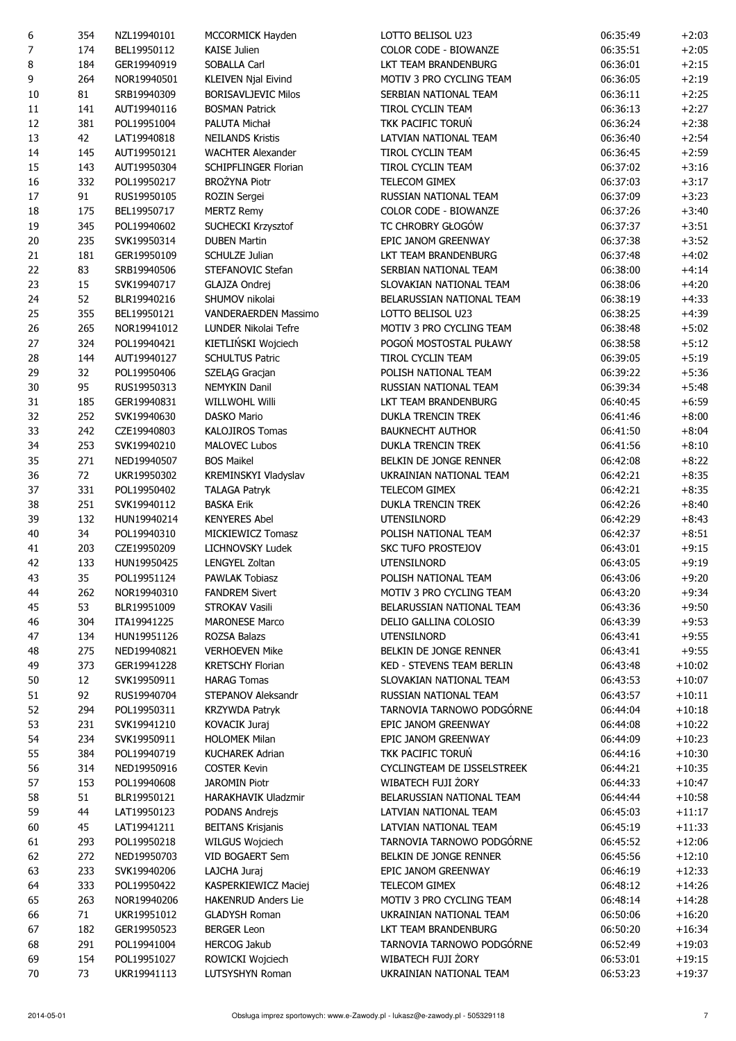| | | | | | | |
|---|---|---|---|---|---|---|
| 6 | 354 | NZL19940101 | MCCORMICK Hayden | LOTTO BELISOL U23 | 06:35:49 | +2:03 |
| 7 | 174 | BEL19950112 | KAISE Julien | COLOR CODE - BIOWANZE | 06:35:51 | +2:05 |
| 8 | 184 | GER19940919 | SOBALLA Carl | LKT TEAM BRANDENBURG | 06:36:01 | +2:15 |
| 9 | 264 | NOR19940501 | KLEIVEN Njal Eivind | MOTIV 3 PRO CYCLING TEAM | 06:36:05 | +2:19 |
| 10 | 81 | SRB19940309 | BORISAVLJEVIC Milos | SERBIAN NATIONAL TEAM | 06:36:11 | +2:25 |
| 11 | 141 | AUT19940116 | BOSMAN Patrick | TIROL CYCLIN TEAM | 06:36:13 | +2:27 |
| 12 | 381 | POL19951004 | PALUTA Michał | TKK PACIFIC TORUŃ | 06:36:24 | +2:38 |
| 13 | 42 | LAT19940818 | NEILANDS Kristis | LATVIAN NATIONAL TEAM | 06:36:40 | +2:54 |
| 14 | 145 | AUT19950121 | WACHTER Alexander | TIROL CYCLIN TEAM | 06:36:45 | +2:59 |
| 15 | 143 | AUT19950304 | SCHIPFLINGER Florian | TIROL CYCLIN TEAM | 06:37:02 | +3:16 |
| 16 | 332 | POL19950217 | BROŻYNA Piotr | TELECOM GIMEX | 06:37:03 | +3:17 |
| 17 | 91 | RUS19950105 | ROZIN Sergei | RUSSIAN NATIONAL TEAM | 06:37:09 | +3:23 |
| 18 | 175 | BEL19950717 | MERTZ Remy | COLOR CODE - BIOWANZE | 06:37:26 | +3:40 |
| 19 | 345 | POL19940602 | SUCHECKI Krzysztof | TC CHROBRY GŁOGÓW | 06:37:37 | +3:51 |
| 20 | 235 | SVK19950314 | DUBEN Martin | EPIC JANOM GREENWAY | 06:37:38 | +3:52 |
| 21 | 181 | GER19950109 | SCHULZE Julian | LKT TEAM BRANDENBURG | 06:37:48 | +4:02 |
| 22 | 83 | SRB19940506 | STEFANOVIC Stefan | SERBIAN NATIONAL TEAM | 06:38:00 | +4:14 |
| 23 | 15 | SVK19940717 | GLAJZA Ondrej | SLOVAKIAN NATIONAL TEAM | 06:38:06 | +4:20 |
| 24 | 52 | BLR19940216 | SHUMOV nikolai | BELARUSSIAN NATIONAL TEAM | 06:38:19 | +4:33 |
| 25 | 355 | BEL19950121 | VANDERAERDEN Massimo | LOTTO BELISOL U23 | 06:38:25 | +4:39 |
| 26 | 265 | NOR19941012 | LUNDER Nikolai Tefre | MOTIV 3 PRO CYCLING TEAM | 06:38:48 | +5:02 |
| 27 | 324 | POL19940421 | KIETLIŃSKI Wojciech | POGOŃ MOSTOSTAL PUŁAWY | 06:38:58 | +5:12 |
| 28 | 144 | AUT19940127 | SCHULTUS Patric | TIROL CYCLIN TEAM | 06:39:05 | +5:19 |
| 29 | 32 | POL19950406 | SZELĄG Gracjan | POLISH NATIONAL TEAM | 06:39:22 | +5:36 |
| 30 | 95 | RUS19950313 | NEMYKIN Danil | RUSSIAN NATIONAL TEAM | 06:39:34 | +5:48 |
| 31 | 185 | GER19940831 | WILLWOHL Willi | LKT TEAM BRANDENBURG | 06:40:45 | +6:59 |
| 32 | 252 | SVK19940630 | DASKO Mario | DUKLA TRENCIN TREK | 06:41:46 | +8:00 |
| 33 | 242 | CZE19940803 | KALOJIROS Tomas | BAUKNECHT AUTHOR | 06:41:50 | +8:04 |
| 34 | 253 | SVK19940210 | MALOVEC Lubos | DUKLA TRENCIN TREK | 06:41:56 | +8:10 |
| 35 | 271 | NED19940507 | BOS Maikel | BELKIN DE JONGE RENNER | 06:42:08 | +8:22 |
| 36 | 72 | UKR19950302 | KREMINSKYI Vladyslav | UKRAINIAN NATIONAL TEAM | 06:42:21 | +8:35 |
| 37 | 331 | POL19950402 | TALAGA Patryk | TELECOM GIMEX | 06:42:21 | +8:35 |
| 38 | 251 | SVK19940112 | BASKA Erik | DUKLA TRENCIN TREK | 06:42:26 | +8:40 |
| 39 | 132 | HUN19940214 | KENYERES Abel | UTENSILNORD | 06:42:29 | +8:43 |
| 40 | 34 | POL19940310 | MICKIEWICZ Tomasz | POLISH NATIONAL TEAM | 06:42:37 | +8:51 |
| 41 | 203 | CZE19950209 | LICHNOVSKY Ludek | SKC TUFO PROSTEJOV | 06:43:01 | +9:15 |
| 42 | 133 | HUN19950425 | LENGYEL Zoltan | UTENSILNORD | 06:43:05 | +9:19 |
| 43 | 35 | POL19951124 | PAWLAK Tobiasz | POLISH NATIONAL TEAM | 06:43:06 | +9:20 |
| 44 | 262 | NOR19940310 | FANDREM Sivert | MOTIV 3 PRO CYCLING TEAM | 06:43:20 | +9:34 |
| 45 | 53 | BLR19951009 | STROKAV Vasili | BELARUSSIAN NATIONAL TEAM | 06:43:36 | +9:50 |
| 46 | 304 | ITA19941225 | MARONESE Marco | DELIO GALLINA COLOSIO | 06:43:39 | +9:53 |
| 47 | 134 | HUN19951126 | ROZSA Balazs | UTENSILNORD | 06:43:41 | +9:55 |
| 48 | 275 | NED19940821 | VERHOEVEN Mike | BELKIN DE JONGE RENNER | 06:43:41 | +9:55 |
| 49 | 373 | GER19941228 | KRETSCHY Florian | KED - STEVENS TEAM BERLIN | 06:43:48 | +10:02 |
| 50 | 12 | SVK19950911 | HARAG Tomas | SLOVAKIAN NATIONAL TEAM | 06:43:53 | +10:07 |
| 51 | 92 | RUS19940704 | STEPANOV Aleksandr | RUSSIAN NATIONAL TEAM | 06:43:57 | +10:11 |
| 52 | 294 | POL19950311 | KRZYWDA Patryk | TARNOVIA TARNOWO PODGÓRNE | 06:44:04 | +10:18 |
| 53 | 231 | SVK19941210 | KOVACIK Juraj | EPIC JANOM GREENWAY | 06:44:08 | +10:22 |
| 54 | 234 | SVK19950911 | HOLOMEK Milan | EPIC JANOM GREENWAY | 06:44:09 | +10:23 |
| 55 | 384 | POL19940719 | KUCHAREK Adrian | TKK PACIFIC TORUŃ | 06:44:16 | +10:30 |
| 56 | 314 | NED19950916 | COSTER Kevin | CYCLINGTEAM DE IJSSELSTREEK | 06:44:21 | +10:35 |
| 57 | 153 | POL19940608 | JAROMIN Piotr | WIBATECH FUJI ŻORY | 06:44:33 | +10:47 |
| 58 | 51 | BLR19950121 | HARAKHAVIK Uladzmir | BELARUSSIAN NATIONAL TEAM | 06:44:44 | +10:58 |
| 59 | 44 | LAT19950123 | PODANS Andrejs | LATVIAN NATIONAL TEAM | 06:45:03 | +11:17 |
| 60 | 45 | LAT19941211 | BEITANS Krisjanis | LATVIAN NATIONAL TEAM | 06:45:19 | +11:33 |
| 61 | 293 | POL19950218 | WILGUS Wojciech | TARNOVIA TARNOWO PODGÓRNE | 06:45:52 | +12:06 |
| 62 | 272 | NED19950703 | VID BOGAERT Sem | BELKIN DE JONGE RENNER | 06:45:56 | +12:10 |
| 63 | 233 | SVK19940206 | LAJCHA Juraj | EPIC JANOM GREENWAY | 06:46:19 | +12:33 |
| 64 | 333 | POL19950422 | KASPERKIEWICZ Maciej | TELECOM GIMEX | 06:48:12 | +14:26 |
| 65 | 263 | NOR19940206 | HAKENRUD Anders Lie | MOTIV 3 PRO CYCLING TEAM | 06:48:14 | +14:28 |
| 66 | 71 | UKR19951012 | GLADYSH Roman | UKRAINIAN NATIONAL TEAM | 06:50:06 | +16:20 |
| 67 | 182 | GER19950523 | BERGER Leon | LKT TEAM BRANDENBURG | 06:50:20 | +16:34 |
| 68 | 291 | POL19941004 | HERCOG Jakub | TARNOVIA TARNOWO PODGÓRNE | 06:52:49 | +19:03 |
| 69 | 154 | POL19951027 | ROWICKI Wojciech | WIBATECH FUJI ŻORY | 06:53:01 | +19:15 |
| 70 | 73 | UKR19941113 | LUTSYSHYN Roman | UKRAINIAN NATIONAL TEAM | 06:53:23 | +19:37 |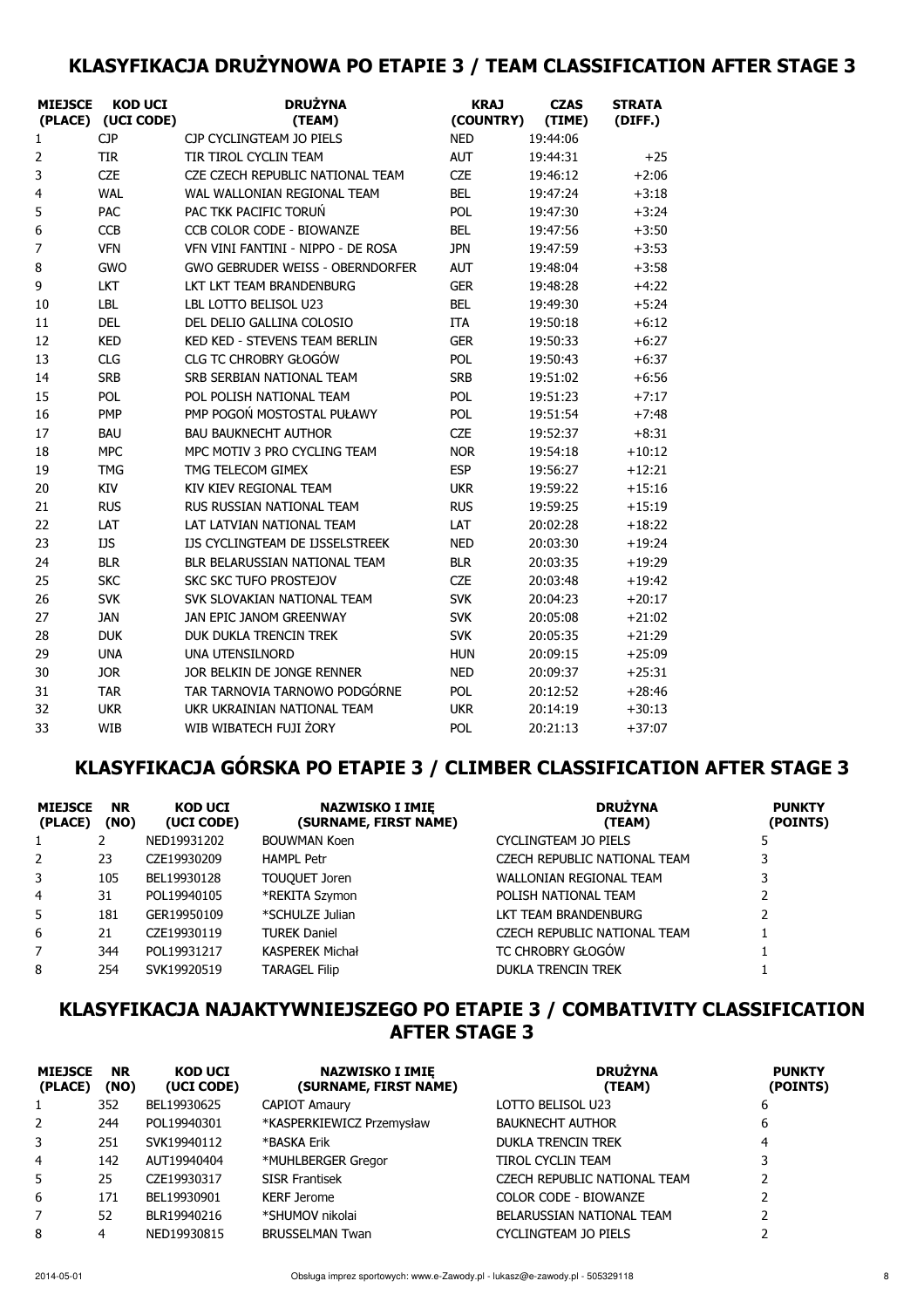## KLASYFIKACJA DRUŻYNOWA PO ETAPIE 3 / TEAM CLASSIFICATION AFTER STAGE 3

| MIEJSCE (PLACE) | KOD UCI (UCI CODE) | DRUŻYNA (TEAM) | KRAJ (COUNTRY) | CZAS (TIME) | STRATA (DIFF.) |
|---|---|---|---|---|---|
| 1 | CJP | CJP CYCLINGTEAM JO PIELS | NED | 19:44:06 | |
| 2 | TIR | TIR TIROL CYCLIN TEAM | AUT | 19:44:31 | +25 |
| 3 | CZE | CZE CZECH REPUBLIC NATIONAL TEAM | CZE | 19:46:12 | +2:06 |
| 4 | WAL | WAL WALLONIAN REGIONAL TEAM | BEL | 19:47:24 | +3:18 |
| 5 | PAC | PAC TKK PACIFIC TORUŃ | POL | 19:47:30 | +3:24 |
| 6 | CCB | CCB COLOR CODE - BIOWANZE | BEL | 19:47:56 | +3:50 |
| 7 | VFN | VFN VINI FANTINI - NIPPO - DE ROSA | JPN | 19:47:59 | +3:53 |
| 8 | GWO | GWO GEBRUDER WEISS - OBERNDORFER | AUT | 19:48:04 | +3:58 |
| 9 | LKT | LKT LKT TEAM BRANDENBURG | GER | 19:48:28 | +4:22 |
| 10 | LBL | LBL LOTTO BELISOL U23 | BEL | 19:49:30 | +5:24 |
| 11 | DEL | DEL DELIO GALLINA COLOSIO | ITA | 19:50:18 | +6:12 |
| 12 | KED | KED KED - STEVENS TEAM BERLIN | GER | 19:50:33 | +6:27 |
| 13 | CLG | CLG TC CHROBRY GŁOGÓW | POL | 19:50:43 | +6:37 |
| 14 | SRB | SRB SERBIAN NATIONAL TEAM | SRB | 19:51:02 | +6:56 |
| 15 | POL | POL POLISH NATIONAL TEAM | POL | 19:51:23 | +7:17 |
| 16 | PMP | PMP POGOŃ MOSTOSTAL PUŁAWY | POL | 19:51:54 | +7:48 |
| 17 | BAU | BAU BAUKNECHT AUTHOR | CZE | 19:52:37 | +8:31 |
| 18 | MPC | MPC MOTIV 3 PRO CYCLING TEAM | NOR | 19:54:18 | +10:12 |
| 19 | TMG | TMG TELECOM GIMEX | ESP | 19:56:27 | +12:21 |
| 20 | KIV | KIV KIEV REGIONAL TEAM | UKR | 19:59:22 | +15:16 |
| 21 | RUS | RUS RUSSIAN NATIONAL TEAM | RUS | 19:59:25 | +15:19 |
| 22 | LAT | LAT LATVIAN NATIONAL TEAM | LAT | 20:02:28 | +18:22 |
| 23 | IJS | IJS CYCLINGTEAM DE IJSSELSTREEK | NED | 20:03:30 | +19:24 |
| 24 | BLR | BLR BELARUSSIAN NATIONAL TEAM | BLR | 20:03:35 | +19:29 |
| 25 | SKC | SKC SKC TUFO PROSTEJOV | CZE | 20:03:48 | +19:42 |
| 26 | SVK | SVK SLOVAKIAN NATIONAL TEAM | SVK | 20:04:23 | +20:17 |
| 27 | JAN | JAN EPIC JANOM GREENWAY | SVK | 20:05:08 | +21:02 |
| 28 | DUK | DUK DUKLA TRENCIN TREK | SVK | 20:05:35 | +21:29 |
| 29 | UNA | UNA UTENSILNORD | HUN | 20:09:15 | +25:09 |
| 30 | JOR | JOR BELKIN DE JONGE RENNER | NED | 20:09:37 | +25:31 |
| 31 | TAR | TAR TARNOVIA TARNOWO PODGÓRNE | POL | 20:12:52 | +28:46 |
| 32 | UKR | UKR UKRAINIAN NATIONAL TEAM | UKR | 20:14:19 | +30:13 |
| 33 | WIB | WIB WIBATECH FUJI ŻORY | POL | 20:21:13 | +37:07 |

## KLASYFIKACJA GÓRSKA PO ETAPIE 3 / CLIMBER CLASSIFICATION AFTER STAGE 3

| MIEJSCE (PLACE) | NR (NO) | KOD UCI (UCI CODE) | NAZWISKO I IMIĘ (SURNAME, FIRST NAME) | DRUŻYNA (TEAM) | PUNKTY (POINTS) |
|---|---|---|---|---|---|
| 1 | 2 | NED19931202 | BOUWMAN Koen | CYCLINGTEAM JO PIELS | 5 |
| 2 | 23 | CZE19930209 | HAMPL Petr | CZECH REPUBLIC NATIONAL TEAM | 3 |
| 3 | 105 | BEL19930128 | TOUQUET Joren | WALLONIAN REGIONAL TEAM | 3 |
| 4 | 31 | POL19940105 | *REKITA Szymon | POLISH NATIONAL TEAM | 2 |
| 5 | 181 | GER19950109 | *SCHULZE Julian | LKT TEAM BRANDENBURG | 2 |
| 6 | 21 | CZE19930119 | TUREK Daniel | CZECH REPUBLIC NATIONAL TEAM | 1 |
| 7 | 344 | POL19931217 | KASPEREK Michał | TC CHROBRY GŁOGÓW | 1 |
| 8 | 254 | SVK19920519 | TARAGEL Filip | DUKLA TRENCIN TREK | 1 |

## KLASYFIKACJA NAJAKTYWNIEJSZEGO PO ETAPIE 3 / COMBATIVITY CLASSIFICATION AFTER STAGE 3

| MIEJSCE (PLACE) | NR (NO) | KOD UCI (UCI CODE) | NAZWISKO I IMIĘ (SURNAME, FIRST NAME) | DRUŻYNA (TEAM) | PUNKTY (POINTS) |
|---|---|---|---|---|---|
| 1 | 352 | BEL19930625 | CAPIOT Amaury | LOTTO BELISOL U23 | 6 |
| 2 | 244 | POL19940301 | *KASPERKIEWICZ Przemysław | BAUKNECHT AUTHOR | 6 |
| 3 | 251 | SVK19940112 | *BASKA Erik | DUKLA TRENCIN TREK | 4 |
| 4 | 142 | AUT19940404 | *MUHLBERGER Gregor | TIROL CYCLIN TEAM | 3 |
| 5 | 25 | CZE19930317 | SISR Frantisek | CZECH REPUBLIC NATIONAL TEAM | 2 |
| 6 | 171 | BEL19930901 | KERF Jerome | COLOR CODE - BIOWANZE | 2 |
| 7 | 52 | BLR19940216 | *SHUMOV nikolai | BELARUSSIAN NATIONAL TEAM | 2 |
| 8 | 4 | NED19930815 | BRUSSELMAN Twan | CYCLINGTEAM JO PIELS | 2 |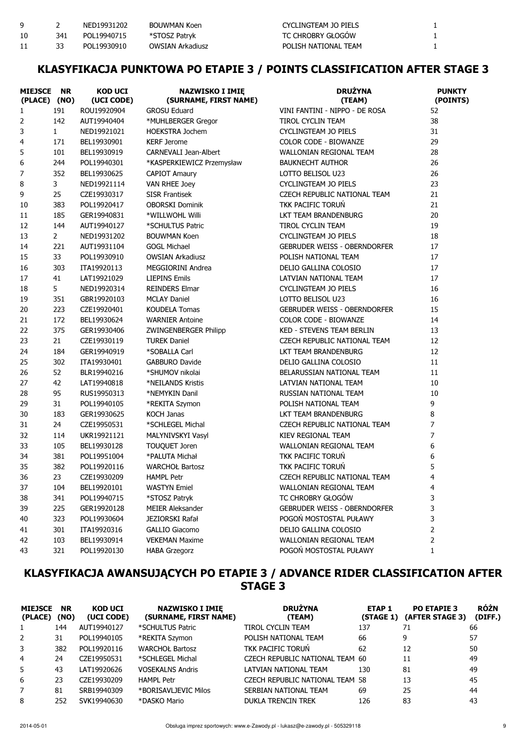| 9 | 2 | NED19931202 | BOUWMAN Koen | CYCLINGTEAM JO PIELS | 1 |
|---|---|---|---|---|---|
| 10 | 341 | POL19940715 | *STOSZ Patryk | TC CHROBRY GŁOGÓW | 1 |
| 11 | 33 | POL19930910 | OWSIAN Arkadiusz | POLISH NATIONAL TEAM | 1 |

## KLASYFIKACJA PUNKTOWA PO ETAPIE 3 / POINTS CLASSIFICATION AFTER STAGE 3

| MIEJSCE (PLACE) | NR (NO) | KOD UCI (UCI CODE) | NAZWISKO I IMIĘ (SURNAME, FIRST NAME) | DRUŻYNA (TEAM) | PUNKTY (POINTS) |
|---|---|---|---|---|---|
| 1 | 191 | ROU19920904 | GROSU Eduard | VINI FANTINI - NIPPO - DE ROSA | 52 |
| 2 | 142 | AUT19940404 | *MUHLBERGER Gregor | TIROL CYCLIN TEAM | 38 |
| 3 | 1 | NED19921021 | HOEKSTRA Jochem | CYCLINGTEAM JO PIELS | 31 |
| 4 | 171 | BEL19930901 | KERF Jerome | COLOR CODE - BIOWANZE | 29 |
| 5 | 101 | BEL19930919 | CARNEVALI Jean-Albert | WALLONIAN REGIONAL TEAM | 28 |
| 6 | 244 | POL19940301 | *KASPERKIEWICZ Przemysław | BAUKNECHT AUTHOR | 26 |
| 7 | 352 | BEL19930625 | CAPIOT Amaury | LOTTO BELISOL U23 | 26 |
| 8 | 3 | NED19921114 | VAN RHEE Joey | CYCLINGTEAM JO PIELS | 23 |
| 9 | 25 | CZE19930317 | SISR Frantisek | CZECH REPUBLIC NATIONAL TEAM | 21 |
| 10 | 383 | POL19920417 | OBORSKI Dominik | TKK PACIFIC TORUŃ | 21 |
| 11 | 185 | GER19940831 | *WILLWOHL Willi | LKT TEAM BRANDENBURG | 20 |
| 12 | 144 | AUT19940127 | *SCHULTUS Patric | TIROL CYCLIN TEAM | 19 |
| 13 | 2 | NED19931202 | BOUWMAN Koen | CYCLINGTEAM JO PIELS | 18 |
| 14 | 221 | AUT19931104 | GOGL Michael | GEBRUDER WEISS - OBERNDORFER | 17 |
| 15 | 33 | POL19930910 | OWSIAN Arkadiusz | POLISH NATIONAL TEAM | 17 |
| 16 | 303 | ITA19920113 | MEGGIORINI Andrea | DELIO GALLINA COLOSIO | 17 |
| 17 | 41 | LAT19921029 | LIEPINS Emils | LATVIAN NATIONAL TEAM | 17 |
| 18 | 5 | NED19920314 | REINDERS Elmar | CYCLINGTEAM JO PIELS | 16 |
| 19 | 351 | GBR19920103 | MCLAY Daniel | LOTTO BELISOL U23 | 16 |
| 20 | 223 | CZE19920401 | KOUDELA Tomas | GEBRUDER WEISS - OBERNDORFER | 15 |
| 21 | 172 | BEL19930624 | WARNIER Antoine | COLOR CODE - BIOWANZE | 14 |
| 22 | 375 | GER19930406 | ZWINGENBERGER Philipp | KED - STEVENS TEAM BERLIN | 13 |
| 23 | 21 | CZE19930119 | TUREK Daniel | CZECH REPUBLIC NATIONAL TEAM | 12 |
| 24 | 184 | GER19940919 | *SOBALLA Carl | LKT TEAM BRANDENBURG | 12 |
| 25 | 302 | ITA19930401 | GABBURO Davide | DELIO GALLINA COLOSIO | 11 |
| 26 | 52 | BLR19940216 | *SHUMOV nikolai | BELARUSSIAN NATIONAL TEAM | 11 |
| 27 | 42 | LAT19940818 | *NEILANDS Kristis | LATVIAN NATIONAL TEAM | 10 |
| 28 | 95 | RUS19950313 | *NEMYKIN Danil | RUSSIAN NATIONAL TEAM | 10 |
| 29 | 31 | POL19940105 | *REKITA Szymon | POLISH NATIONAL TEAM | 9 |
| 30 | 183 | GER19930625 | KOCH Janas | LKT TEAM BRANDENBURG | 8 |
| 31 | 24 | CZE19950531 | *SCHLEGEL Michal | CZECH REPUBLIC NATIONAL TEAM | 7 |
| 32 | 114 | UKR19921121 | MALYNIVSKYI Vasyl | KIEV REGIONAL TEAM | 7 |
| 33 | 105 | BEL19930128 | TOUQUET Joren | WALLONIAN REGIONAL TEAM | 6 |
| 34 | 381 | POL19951004 | *PALUTA Michał | TKK PACIFIC TORUŃ | 6 |
| 35 | 382 | POL19920116 | WARCHOŁ Bartosz | TKK PACIFIC TORUŃ | 5 |
| 36 | 23 | CZE19930209 | HAMPL Petr | CZECH REPUBLIC NATIONAL TEAM | 4 |
| 37 | 104 | BEL19920101 | WASTYN Emiel | WALLONIAN REGIONAL TEAM | 4 |
| 38 | 341 | POL19940715 | *STOSZ Patryk | TC CHROBRY GŁOGÓW | 3 |
| 39 | 225 | GER19920128 | MEIER Aleksander | GEBRUDER WEISS - OBERNDORFER | 3 |
| 40 | 323 | POL19930604 | JEZIORSKI Rafał | POGOŃ MOSTOSTAL PUŁAWY | 3 |
| 41 | 301 | ITA19920316 | GALLIO Giacomo | DELIO GALLINA COLOSIO | 2 |
| 42 | 103 | BEL19930914 | VEKEMAN Maxime | WALLONIAN REGIONAL TEAM | 2 |
| 43 | 321 | POL19920130 | HABA Grzegorz | POGOŃ MOSTOSTAL PUŁAWY | 1 |

## KLASYFIKACJA AWANSUJĄCYCH PO ETAPIE 3 / ADVANCE RIDER CLASSIFICATION AFTER STAGE 3

| MIEJSCE (PLACE) | NR (NO) | KOD UCI (UCI CODE) | NAZWISKO I IMIĘ (SURNAME, FIRST NAME) | DRUŻYNA (TEAM) | ETAP 1 (STAGE 1) | PO ETAPIE 3 (AFTER STAGE 3) | RÓŻN (DIFF.) |
|---|---|---|---|---|---|---|---|
| 1 | 144 | AUT19940127 | *SCHULTUS Patric | TIROL CYCLIN TEAM | 137 | 71 | 66 |
| 2 | 31 | POL19940105 | *REKITA Szymon | POLISH NATIONAL TEAM | 66 | 9 | 57 |
| 3 | 382 | POL19920116 | WARCHOŁ Bartosz | TKK PACIFIC TORUŃ | 62 | 12 | 50 |
| 4 | 24 | CZE19950531 | *SCHLEGEL Michal | CZECH REPUBLIC NATIONAL TEAM | 60 | 11 | 49 |
| 5 | 43 | LAT19920626 | VOSEKALNS Andris | LATVIAN NATIONAL TEAM | 130 | 81 | 49 |
| 6 | 23 | CZE19930209 | HAMPL Petr | CZECH REPUBLIC NATIONAL TEAM | 58 | 13 | 45 |
| 7 | 81 | SRB19940309 | *BORISAVLJEVIC Milos | SERBIAN NATIONAL TEAM | 69 | 25 | 44 |
| 8 | 252 | SVK19940630 | *DASKO Mario | DUKLA TRENCIN TREK | 126 | 83 | 43 |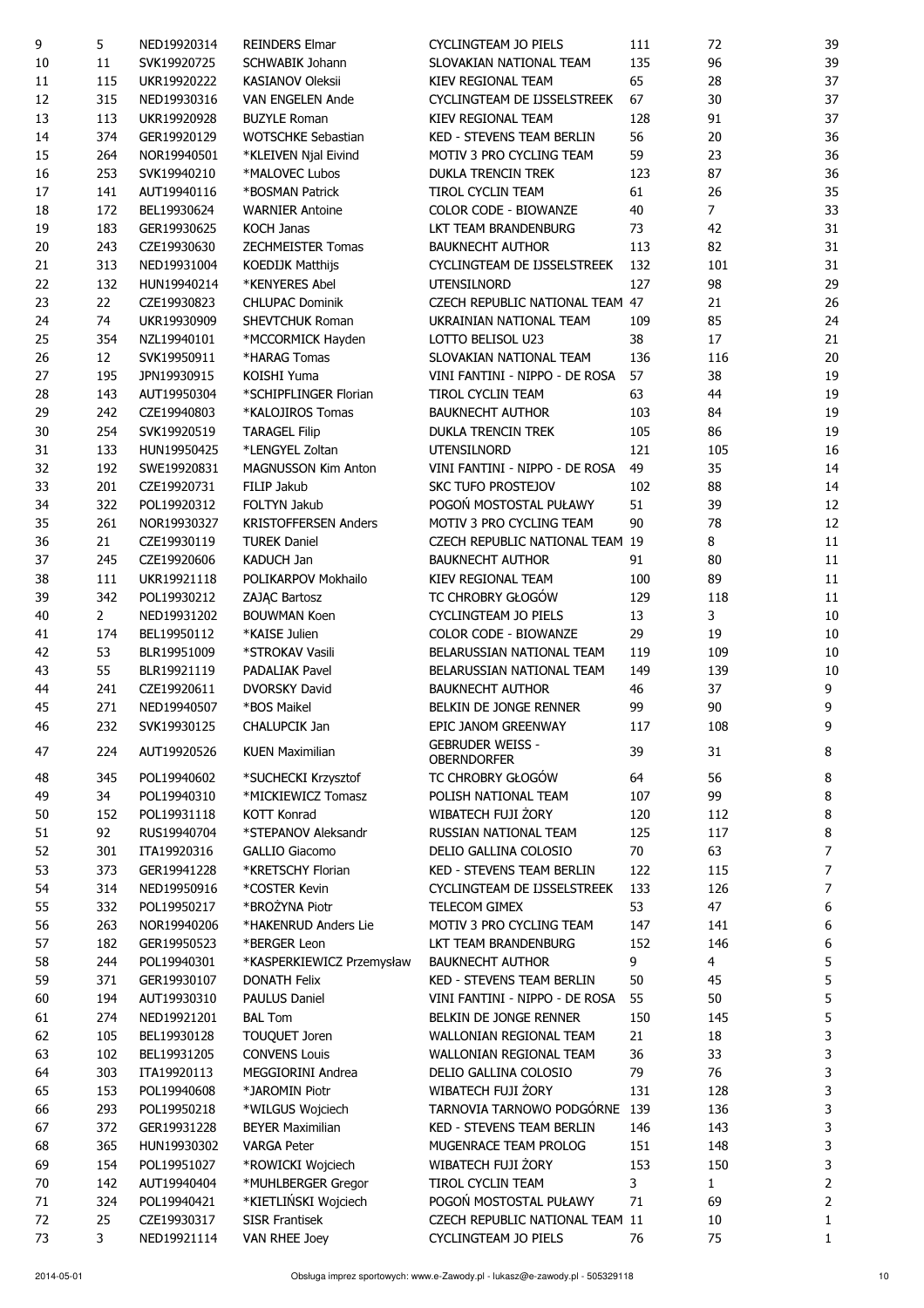| | | | | | | | |
|---|---|---|---|---|---|---|---|
| 9 | 5 | NED19920314 | REINDERS Elmar | CYCLINGTEAM JO PIELS | 111 | 72 | 39 |
| 10 | 11 | SVK19920725 | SCHWABIK Johann | SLOVAKIAN NATIONAL TEAM | 135 | 96 | 39 |
| 11 | 115 | UKR19920222 | KASIANOV Oleksii | KIEV REGIONAL TEAM | 65 | 28 | 37 |
| 12 | 315 | NED19930316 | VAN ENGELEN Ande | CYCLINGTEAM DE IJSSELSTREEK | 67 | 30 | 37 |
| 13 | 113 | UKR19920928 | BUZYLE Roman | KIEV REGIONAL TEAM | 128 | 91 | 37 |
| 14 | 374 | GER19920129 | WOTSCHKE Sebastian | KED - STEVENS TEAM BERLIN | 56 | 20 | 36 |
| 15 | 264 | NOR19940501 | *KLEIVEN Njal Eivind | MOTIV 3 PRO CYCLING TEAM | 59 | 23 | 36 |
| 16 | 253 | SVK19940210 | *MALOVEC Lubos | DUKLA TRENCIN TREK | 123 | 87 | 36 |
| 17 | 141 | AUT19940116 | *BOSMAN Patrick | TIROL CYCLIN TEAM | 61 | 26 | 35 |
| 18 | 172 | BEL19930624 | WARNIER Antoine | COLOR CODE - BIOWANZE | 40 | 7 | 33 |
| 19 | 183 | GER19930625 | KOCH Janas | LKT TEAM BRANDENBURG | 73 | 42 | 31 |
| 20 | 243 | CZE19930630 | ZECHMEISTER Tomas | BAUKNECHT AUTHOR | 113 | 82 | 31 |
| 21 | 313 | NED19931004 | KOEDIJK Matthijs | CYCLINGTEAM DE IJSSELSTREEK | 132 | 101 | 31 |
| 22 | 132 | HUN19940214 | *KENYERES Abel | UTENSILNORD | 127 | 98 | 29 |
| 23 | 22 | CZE19930823 | CHLUPAC Dominik | CZECH REPUBLIC NATIONAL TEAM | 47 | 21 | 26 |
| 24 | 74 | UKR19930909 | SHEVTCHUK Roman | UKRAINIAN NATIONAL TEAM | 109 | 85 | 24 |
| 25 | 354 | NZL19940101 | *MCCORMICK Hayden | LOTTO BELISOL U23 | 38 | 17 | 21 |
| 26 | 12 | SVK19950911 | *HARAG Tomas | SLOVAKIAN NATIONAL TEAM | 136 | 116 | 20 |
| 27 | 195 | JPN19930915 | KOISHI Yuma | VINI FANTINI - NIPPO - DE ROSA | 57 | 38 | 19 |
| 28 | 143 | AUT19950304 | *SCHIPFLINGER Florian | TIROL CYCLIN TEAM | 63 | 44 | 19 |
| 29 | 242 | CZE19940803 | *KALOJIROS Tomas | BAUKNECHT AUTHOR | 103 | 84 | 19 |
| 30 | 254 | SVK19920519 | TARAGEL Filip | DUKLA TRENCIN TREK | 105 | 86 | 19 |
| 31 | 133 | HUN19950425 | *LENGYEL Zoltan | UTENSILNORD | 121 | 105 | 16 |
| 32 | 192 | SWE19920831 | MAGNUSSON Kim Anton | VINI FANTINI - NIPPO - DE ROSA | 49 | 35 | 14 |
| 33 | 201 | CZE19920731 | FILIP Jakub | SKC TUFO PROSTEJOV | 102 | 88 | 14 |
| 34 | 322 | POL19920312 | FOLTYN Jakub | POGOŃ MOSTOSTAL PUŁAWY | 51 | 39 | 12 |
| 35 | 261 | NOR19930327 | KRISTOFFERSEN Anders | MOTIV 3 PRO CYCLING TEAM | 90 | 78 | 12 |
| 36 | 21 | CZE19930119 | TUREK Daniel | CZECH REPUBLIC NATIONAL TEAM | 19 | 8 | 11 |
| 37 | 245 | CZE19920606 | KADUCH Jan | BAUKNECHT AUTHOR | 91 | 80 | 11 |
| 38 | 111 | UKR19921118 | POLIKARPOV Mokhailo | KIEV REGIONAL TEAM | 100 | 89 | 11 |
| 39 | 342 | POL19930212 | ZAJĄC Bartosz | TC CHROBRY GŁOGÓW | 129 | 118 | 11 |
| 40 | 2 | NED19931202 | BOUWMAN Koen | CYCLINGTEAM JO PIELS | 13 | 3 | 10 |
| 41 | 174 | BEL19950112 | *KAISE Julien | COLOR CODE - BIOWANZE | 29 | 19 | 10 |
| 42 | 53 | BLR19951009 | *STROKAV Vasili | BELARUSSIAN NATIONAL TEAM | 119 | 109 | 10 |
| 43 | 55 | BLR19921119 | PADALIAK Pavel | BELARUSSIAN NATIONAL TEAM | 149 | 139 | 10 |
| 44 | 241 | CZE19920611 | DVORSKY David | BAUKNECHT AUTHOR | 46 | 37 | 9 |
| 45 | 271 | NED19940507 | *BOS Maikel | BELKIN DE JONGE RENNER | 99 | 90 | 9 |
| 46 | 232 | SVK19930125 | CHALUPCIK Jan | EPIC JANOM GREENWAY | 117 | 108 | 9 |
| 47 | 224 | AUT19920526 | KUEN Maximilian | GEBRUDER WEISS - OBERNDORFER | 39 | 31 | 8 |
| 48 | 345 | POL19940602 | *SUCHECKI Krzysztof | TC CHROBRY GŁOGÓW | 64 | 56 | 8 |
| 49 | 34 | POL19940310 | *MICKIEWICZ Tomasz | POLISH NATIONAL TEAM | 107 | 99 | 8 |
| 50 | 152 | POL19931118 | KOTT Konrad | WIBATECH FUJI ŻORY | 120 | 112 | 8 |
| 51 | 92 | RUS19940704 | *STEPANOV Aleksandr | RUSSIAN NATIONAL TEAM | 125 | 117 | 8 |
| 52 | 301 | ITA19920316 | GALLIO Giacomo | DELIO GALLINA COLOSIO | 70 | 63 | 7 |
| 53 | 373 | GER19941228 | *KRETSCHY Florian | KED - STEVENS TEAM BERLIN | 122 | 115 | 7 |
| 54 | 314 | NED19950916 | *COSTER Kevin | CYCLINGTEAM DE IJSSELSTREEK | 133 | 126 | 7 |
| 55 | 332 | POL19950217 | *BROŻYNA Piotr | TELECOM GIMEX | 53 | 47 | 6 |
| 56 | 263 | NOR19940206 | *HAKENRUD Anders Lie | MOTIV 3 PRO CYCLING TEAM | 147 | 141 | 6 |
| 57 | 182 | GER19950523 | *BERGER Leon | LKT TEAM BRANDENBURG | 152 | 146 | 6 |
| 58 | 244 | POL19940301 | *KASPERKIEWICZ Przemysław | BAUKNECHT AUTHOR | 9 | 4 | 5 |
| 59 | 371 | GER19930107 | DONATH Felix | KED - STEVENS TEAM BERLIN | 50 | 45 | 5 |
| 60 | 194 | AUT19930310 | PAULUS Daniel | VINI FANTINI - NIPPO - DE ROSA | 55 | 50 | 5 |
| 61 | 274 | NED19921201 | BAL Tom | BELKIN DE JONGE RENNER | 150 | 145 | 5 |
| 62 | 105 | BEL19930128 | TOUQUET Joren | WALLONIAN REGIONAL TEAM | 21 | 18 | 3 |
| 63 | 102 | BEL19931205 | CONVENS Louis | WALLONIAN REGIONAL TEAM | 36 | 33 | 3 |
| 64 | 303 | ITA19920113 | MEGGIORINI Andrea | DELIO GALLINA COLOSIO | 79 | 76 | 3 |
| 65 | 153 | POL19940608 | *JAROMIN Piotr | WIBATECH FUJI ŻORY | 131 | 128 | 3 |
| 66 | 293 | POL19950218 | *WILGUS Wojciech | TARNOVIA TARNOWO PODGÓRNE | 139 | 136 | 3 |
| 67 | 372 | GER19931228 | BEYER Maximilian | KED - STEVENS TEAM BERLIN | 146 | 143 | 3 |
| 68 | 365 | HUN19930302 | VARGA Peter | MUGENRACE TEAM PROLOG | 151 | 148 | 3 |
| 69 | 154 | POL19951027 | *ROWICKI Wojciech | WIBATECH FUJI ŻORY | 153 | 150 | 3 |
| 70 | 142 | AUT19940404 | *MUHLBERGER Gregor | TIROL CYCLIN TEAM | 3 | 1 | 2 |
| 71 | 324 | POL19940421 | *KIETLIŃSKI Wojciech | POGOŃ MOSTOSTAL PUŁAWY | 71 | 69 | 2 |
| 72 | 25 | CZE19930317 | SISR Frantisek | CZECH REPUBLIC NATIONAL TEAM | 11 | 10 | 1 |
| 73 | 3 | NED19921114 | VAN RHEE Joey | CYCLINGTEAM JO PIELS | 76 | 75 | 1 |

2014-05-01 Obsługa imprez sportowych: www.e-Zawody.pl - lukasz@e-zawody.pl - 505329118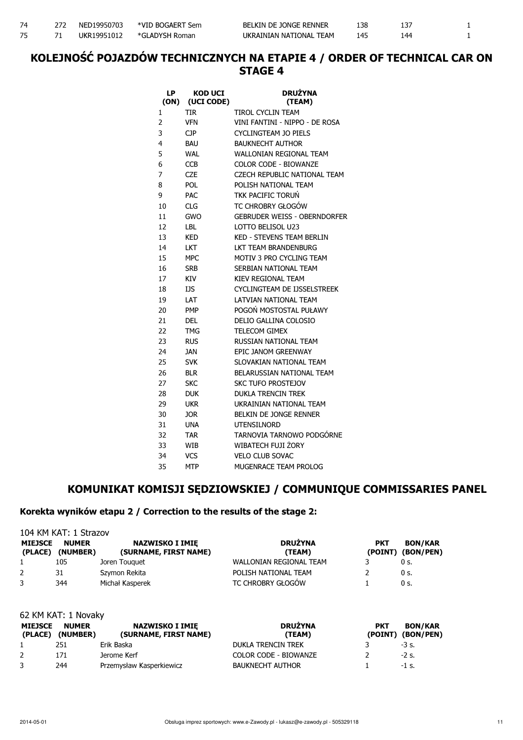| | | | | | | | |
|---|---|---|---|---|---|---|---|
| 74 | 272 | NED19950703 | *VID BOGAERT Sem | BELKIN DE JONGE RENNER | 138 | 137 | 1 |
| 75 | 71 | UKR19951012 | *GLADYSH Roman | UKRAINIAN NATIONAL TEAM | 145 | 144 | 1 |

## KOLEJNOŚĆ POJAZDÓW TECHNICZNYCH NA ETAPIE 4 / ORDER OF TECHNICAL CAR ON STAGE 4

| LP (ON) | KOD UCI (UCI CODE) | DRUŻYNA (TEAM) |
|---|---|---|
| 1 | TIR | TIROL CYCLIN TEAM |
| 2 | VFN | VINI FANTINI - NIPPO - DE ROSA |
| 3 | CJP | CYCLINGTEAM JO PIELS |
| 4 | BAU | BAUKNECHT AUTHOR |
| 5 | WAL | WALLONIAN REGIONAL TEAM |
| 6 | CCB | COLOR CODE - BIOWANZE |
| 7 | CZE | CZECH REPUBLIC NATIONAL TEAM |
| 8 | POL | POLISH NATIONAL TEAM |
| 9 | PAC | TKK PACIFIC TORUŃ |
| 10 | CLG | TC CHROBRY GŁOGÓW |
| 11 | GWO | GEBRUDER WEISS - OBERNDORFER |
| 12 | LBL | LOTTO BELISOL U23 |
| 13 | KED | KED - STEVENS TEAM BERLIN |
| 14 | LKT | LKT TEAM BRANDENBURG |
| 15 | MPC | MOTIV 3 PRO CYCLING TEAM |
| 16 | SRB | SERBIAN NATIONAL TEAM |
| 17 | KIV | KIEV REGIONAL TEAM |
| 18 | IJS | CYCLINGTEAM DE IJSSELSTREEK |
| 19 | LAT | LATVIAN NATIONAL TEAM |
| 20 | PMP | POGOŃ MOSTOSTAL PUŁAWY |
| 21 | DEL | DELIO GALLINA COLOSIO |
| 22 | TMG | TELECOM GIMEX |
| 23 | RUS | RUSSIAN NATIONAL TEAM |
| 24 | JAN | EPIC JANOM GREENWAY |
| 25 | SVK | SLOVAKIAN NATIONAL TEAM |
| 26 | BLR | BELARUSSIAN NATIONAL TEAM |
| 27 | SKC | SKC TUFO PROSTEJOV |
| 28 | DUK | DUKLA TRENCIN TREK |
| 29 | UKR | UKRAINIAN NATIONAL TEAM |
| 30 | JOR | BELKIN DE JONGE RENNER |
| 31 | UNA | UTENSILNORD |
| 32 | TAR | TARNOVIA TARNOWO PODGÓRNE |
| 33 | WIB | WIBATECH FUJI ŻORY |
| 34 | VCS | VELO CLUB SOVAC |
| 35 | MTP | MUGENRACE TEAM PROLOG |

## KOMUNIKAT KOMISJI SĘDZIOWSKIEJ / COMMUNIQUE COMMISSARIES PANEL

### Korekta wyników etapu 2 / Correction to the results of the stage 2:

104 KM KAT: 1 Strazov

| MIEJSCE (PLACE) | NUMER (NUMBER) | NAZWISKO I IMIĘ (SURNAME, FIRST NAME) | DRUŻYNA (TEAM) | PKT (POINT) | BON/KAR (BON/PEN) |
|---|---|---|---|---|---|
| 1 | 105 | Joren Touquet | WALLONIAN REGIONAL TEAM | 3 | 0 s. |
| 2 | 31 | Szymon Rekita | POLISH NATIONAL TEAM | 2 | 0 s. |
| 3 | 344 | Michał Kasperek | TC CHROBRY GŁOGÓW | 1 | 0 s. |

62 KM KAT: 1 Novaky

| MIEJSCE (PLACE) | NUMER (NUMBER) | NAZWISKO I IMIĘ (SURNAME, FIRST NAME) | DRUŻYNA (TEAM) | PKT (POINT) | BON/KAR (BON/PEN) |
|---|---|---|---|---|---|
| 1 | 251 | Erik Baska | DUKLA TRENCIN TREK | 3 | -3 s. |
| 2 | 171 | Jerome Kerf | COLOR CODE - BIOWANZE | 2 | -2 s. |
| 3 | 244 | Przemysław Kasperkiewicz | BAUKNECHT AUTHOR | 1 | -1 s. |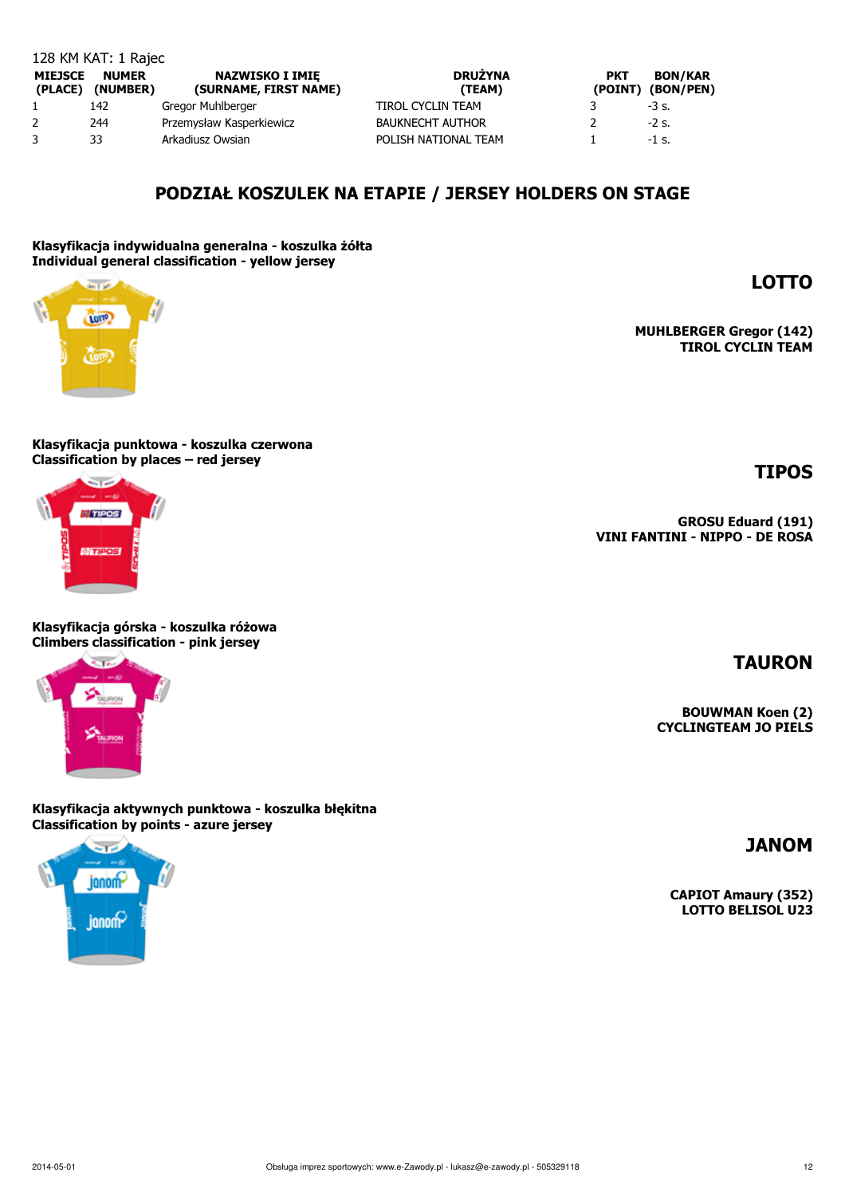128 KM KAT: 1 Rajec

| MIEJSCE (PLACE) | NUMER (NUMBER) | NAZWISKO I IMIĘ (SURNAME, FIRST NAME) | DRUŻYNA (TEAM) | PKT (POINT) | BON/KAR (BON/PEN) |
|---|---|---|---|---|---|
| 1 | 142 | Gregor Muhlberger | TIROL CYCLIN TEAM | 3 | -3 s. |
| 2 | 244 | Przemysław Kasperkiewicz | BAUKNECHT AUTHOR | 2 | -2 s. |
| 3 | 33 | Arkadiusz Owsian | POLISH NATIONAL TEAM | 1 | -1 s. |

## PODZIAŁ KOSZULEK NA ETAPIE / JERSEY HOLDERS ON STAGE

**Klasyfikacja indywidualna generalna - koszulka żółta**
**Individual general classification - yellow jersey**

**LOTTO**

**MUHLBERGER Gregor (142)**
**TIROL CYCLIN TEAM**

**Klasyfikacja punktowa - koszulka czerwona**
**Classification by places – red jersey**

**TIPOS**

**GROSU Eduard (191)**
**VINI FANTINI - NIPPO - DE ROSA**

**Klasyfikacja górska - koszulka różowa**
**Climbers classification - pink jersey**

**TAURON**

**BOUWMAN Koen (2)**
**CYCLINGTEAM JO PIELS**

**Klasyfikacja aktywnych punktowa - koszulka błękitna**
**Classification by points - azure jersey**

**JANOM**

**CAPIOT Amaury (352)**
**LOTTO BELISOL U23**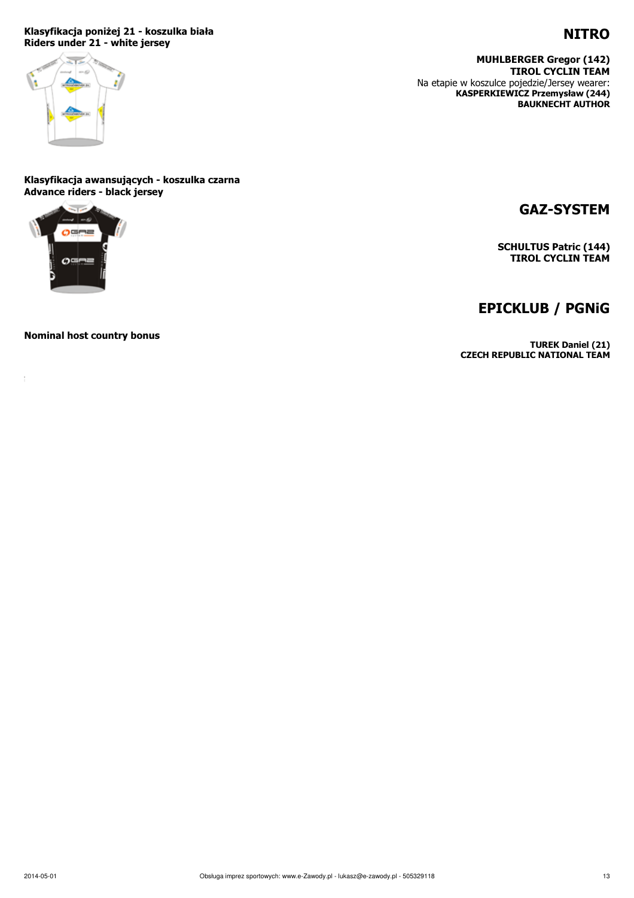**Klasyfikacja poniżej 21 - koszulka biała**
**Riders under 21 - white jersey**

## NITRO

**MUHLBERGER Gregor (142)**
**TIROL CYCLIN TEAM**
Na etapie w koszulce pojedzie/Jersey wearer:
**KASPERKIEWICZ Przemysław (244)**
**BAUKNECHT AUTHOR**

**Klasyfikacja awansujących - koszulka czarna**
**Advance riders - black jersey**

## GAZ-SYSTEM

**SCHULTUS Patric (144)**
**TIROL CYCLIN TEAM**

**Nominal host country bonus**

## EPICKLUB / PGNiG

**TUREK Daniel (21)**
**CZECH REPUBLIC NATIONAL TEAM**